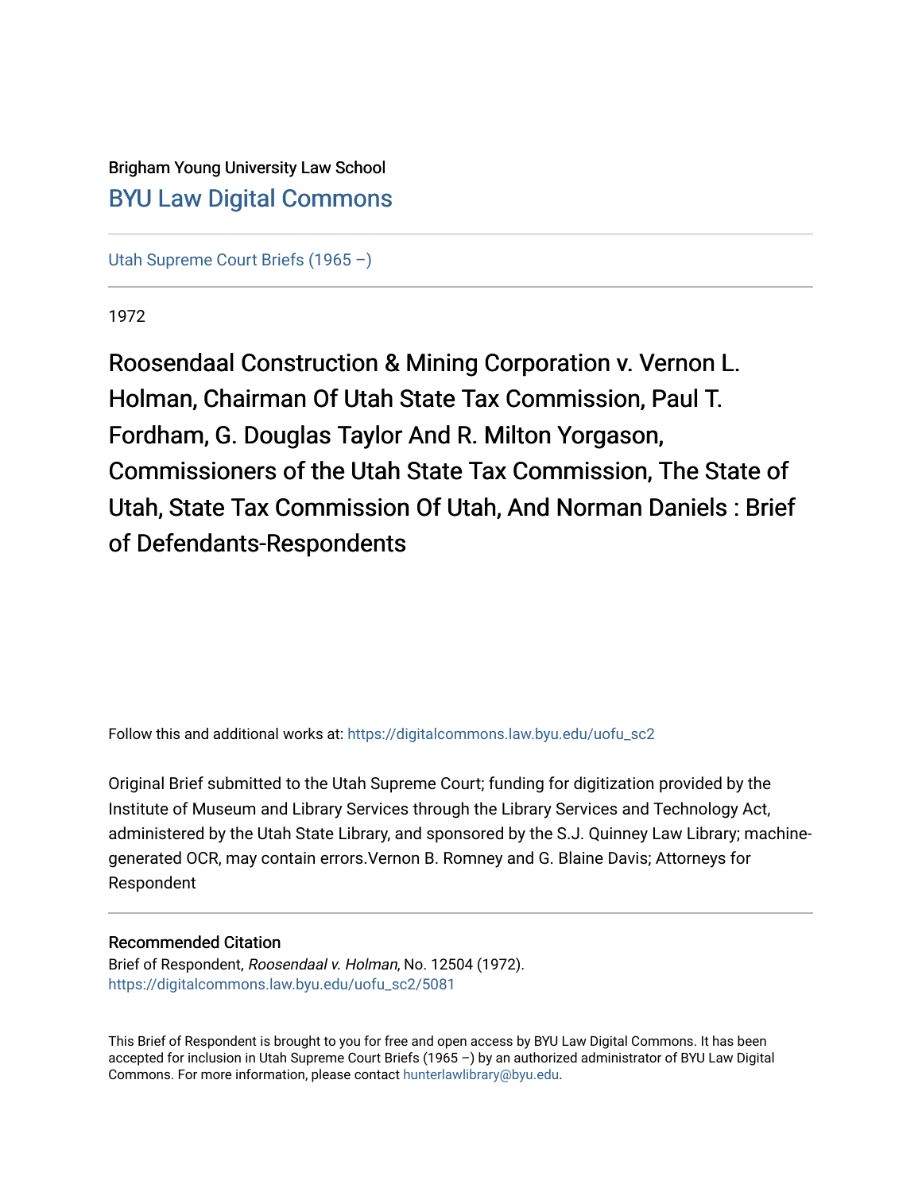Brigham Young University Law School

[BYU Law Digital Commons](https://digitalcommons.law.byu.edu)

[Utah Supreme Court Briefs (1965 –)](https://digitalcommons.law.byu.edu/uofu_sc2)

1972

# Roosendaal Construction & Mining Corporation v. Vernon L. Holman, Chairman Of Utah State Tax Commission, Paul T. Fordham, G. Douglas Taylor And R. Milton Yorgason, Commissioners of the Utah State Tax Commission, The State of Utah, State Tax Commission Of Utah, And Norman Daniels : Brief of Defendants-Respondents

Follow this and additional works at: https://digitalcommons.law.byu.edu/uofu_sc2

Original Brief submitted to the Utah Supreme Court; funding for digitization provided by the Institute of Museum and Library Services through the Library Services and Technology Act, administered by the Utah State Library, and sponsored by the S.J. Quinney Law Library; machine-generated OCR, may contain errors.Vernon B. Romney and G. Blaine Davis; Attorneys for Respondent

## Recommended Citation

Brief of Respondent, *Roosendaal v. Holman*, No. 12504 (1972).
https://digitalcommons.law.byu.edu/uofu_sc2/5081

This Brief of Respondent is brought to you for free and open access by BYU Law Digital Commons. It has been accepted for inclusion in Utah Supreme Court Briefs (1965 –) by an authorized administrator of BYU Law Digital Commons. For more information, please contact hunterlawlibrary@byu.edu.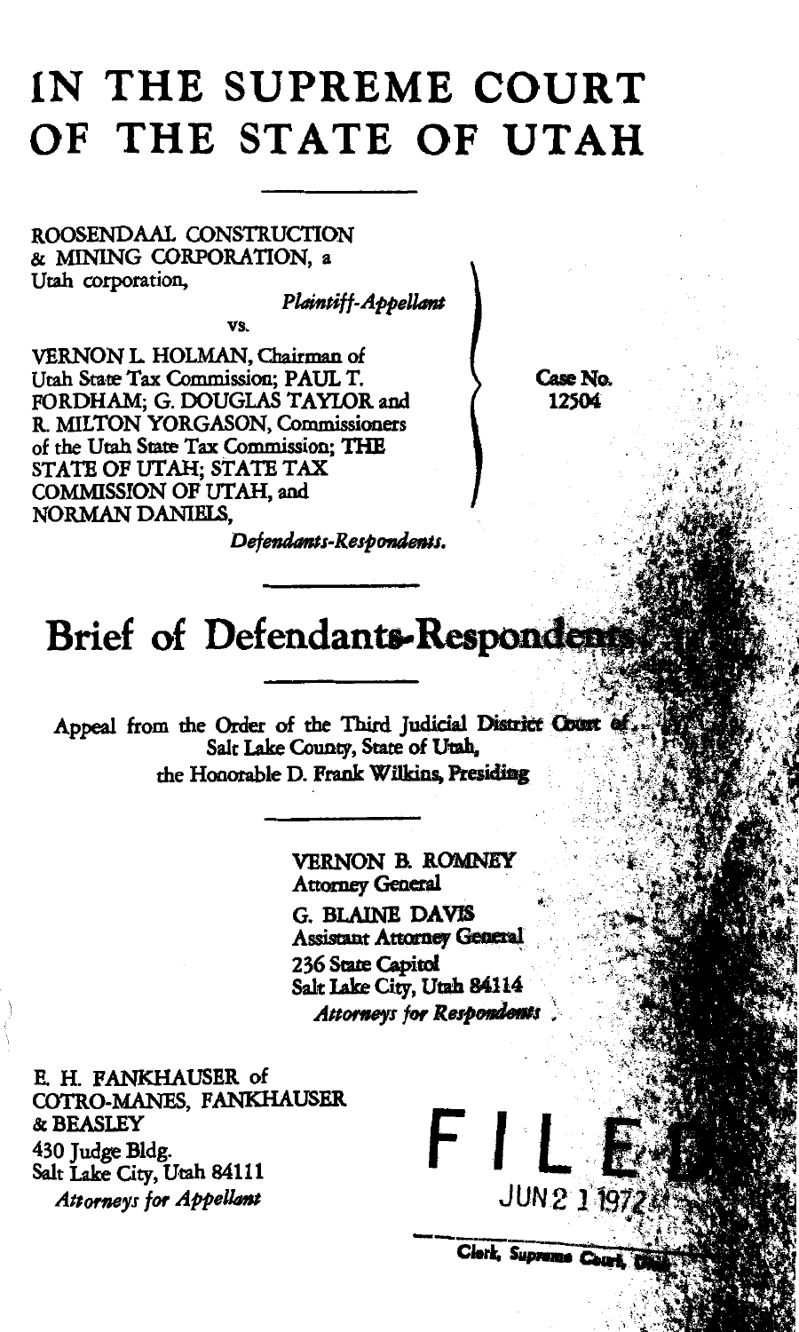# IN THE SUPREME COURT OF THE STATE OF UTAH

ROOSENDAAL CONSTRUCTION & MINING CORPORATION, a Utah corporation,

*Plaintiff-Appellant*

vs.

VERNON L. HOLMAN, Chairman of Utah State Tax Commission; PAUL T. FORDHAM; G. DOUGLAS TAYLOR and R. MILTON YORGASON, Commissioners of the Utah State Tax Commission; THE STATE OF UTAH; STATE TAX COMMISSION OF UTAH, and NORMAN DANIELS,

*Defendants-Respondents.*

Case No. 12504

## Brief of Defendants-Respondents

Appeal from the Order of the Third Judicial District Court of Salt Lake County, State of Utah, the Honorable D. Frank Wilkins, Presiding

VERNON B. ROMNEY
Attorney General

G. BLAINE DAVIS
Assistant Attorney General
236 State Capitol
Salt Lake City, Utah 84114
*Attorneys for Respondents*

E. H. FANKHAUSER of
COTRO-MANES, FANKHAUSER & BEASLEY
430 Judge Bldg.
Salt Lake City, Utah 84111
*Attorneys for Appellant*

FILED
JUN 2 1 1972
Clerk, Supreme Court, Utah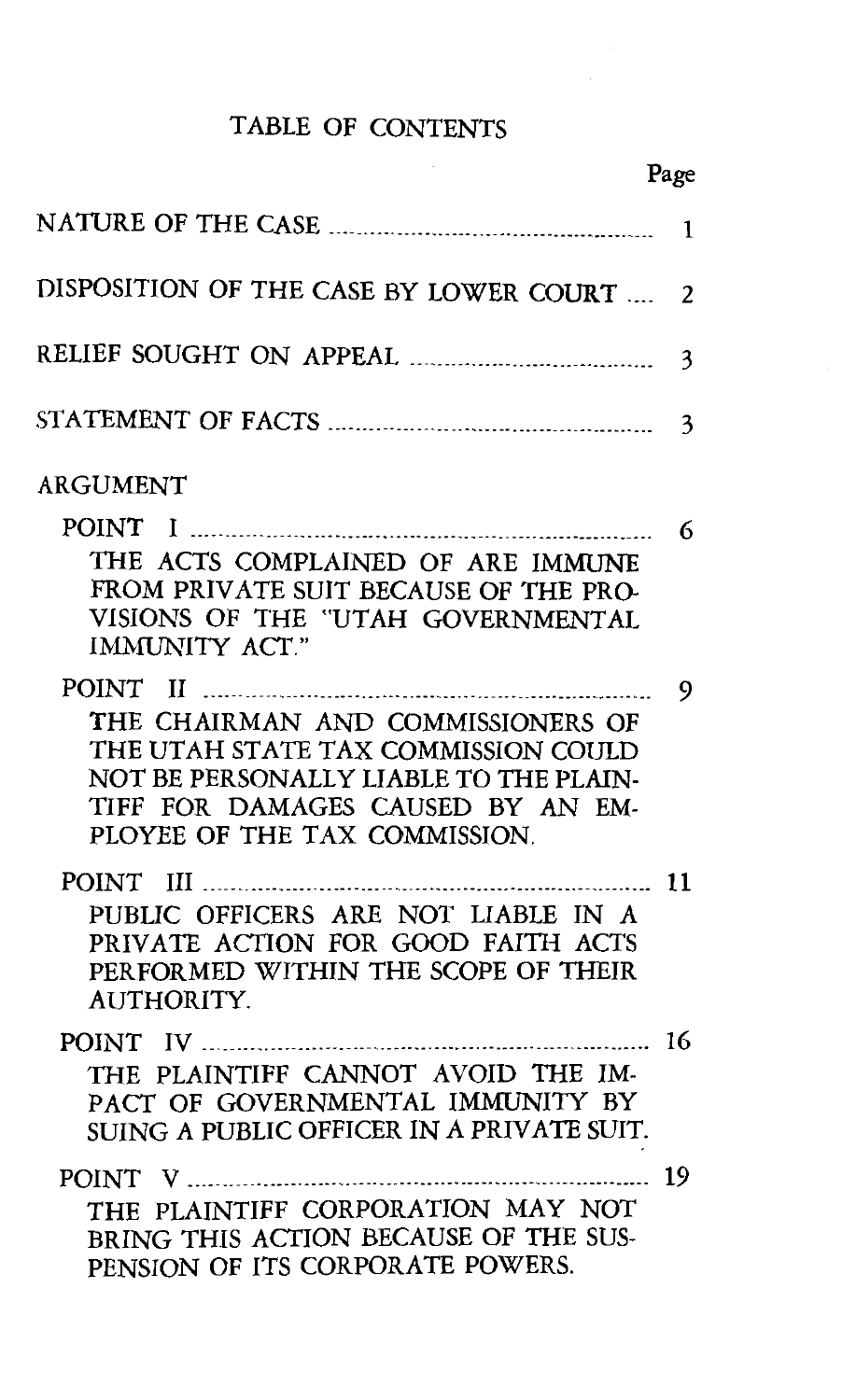# TABLE OF CONTENTS

| | Page |
|---|---|
| NATURE OF THE CASE | 1 |
| DISPOSITION OF THE CASE BY LOWER COURT | 2 |
| RELIEF SOUGHT ON APPEAL | 3 |
| STATEMENT OF FACTS | 3 |
| ARGUMENT | |
| POINT I | 6 |
| THE ACTS COMPLAINED OF ARE IMMUNE FROM PRIVATE SUIT BECAUSE OF THE PROVISIONS OF THE "UTAH GOVERNMENTAL IMMUNITY ACT." | |
| POINT II | 9 |
| THE CHAIRMAN AND COMMISSIONERS OF THE UTAH STATE TAX COMMISSION COULD NOT BE PERSONALLY LIABLE TO THE PLAINTIFF FOR DAMAGES CAUSED BY AN EMPLOYEE OF THE TAX COMMISSION. | |
| POINT III | 11 |
| PUBLIC OFFICERS ARE NOT LIABLE IN A PRIVATE ACTION FOR GOOD FAITH ACTS PERFORMED WITHIN THE SCOPE OF THEIR AUTHORITY. | |
| POINT IV | 16 |
| THE PLAINTIFF CANNOT AVOID THE IMPACT OF GOVERNMENTAL IMMUNITY BY SUING A PUBLIC OFFICER IN A PRIVATE SUIT. | |
| POINT V | 19 |
| THE PLAINTIFF CORPORATION MAY NOT BRING THIS ACTION BECAUSE OF THE SUSPENSION OF ITS CORPORATE POWERS. | |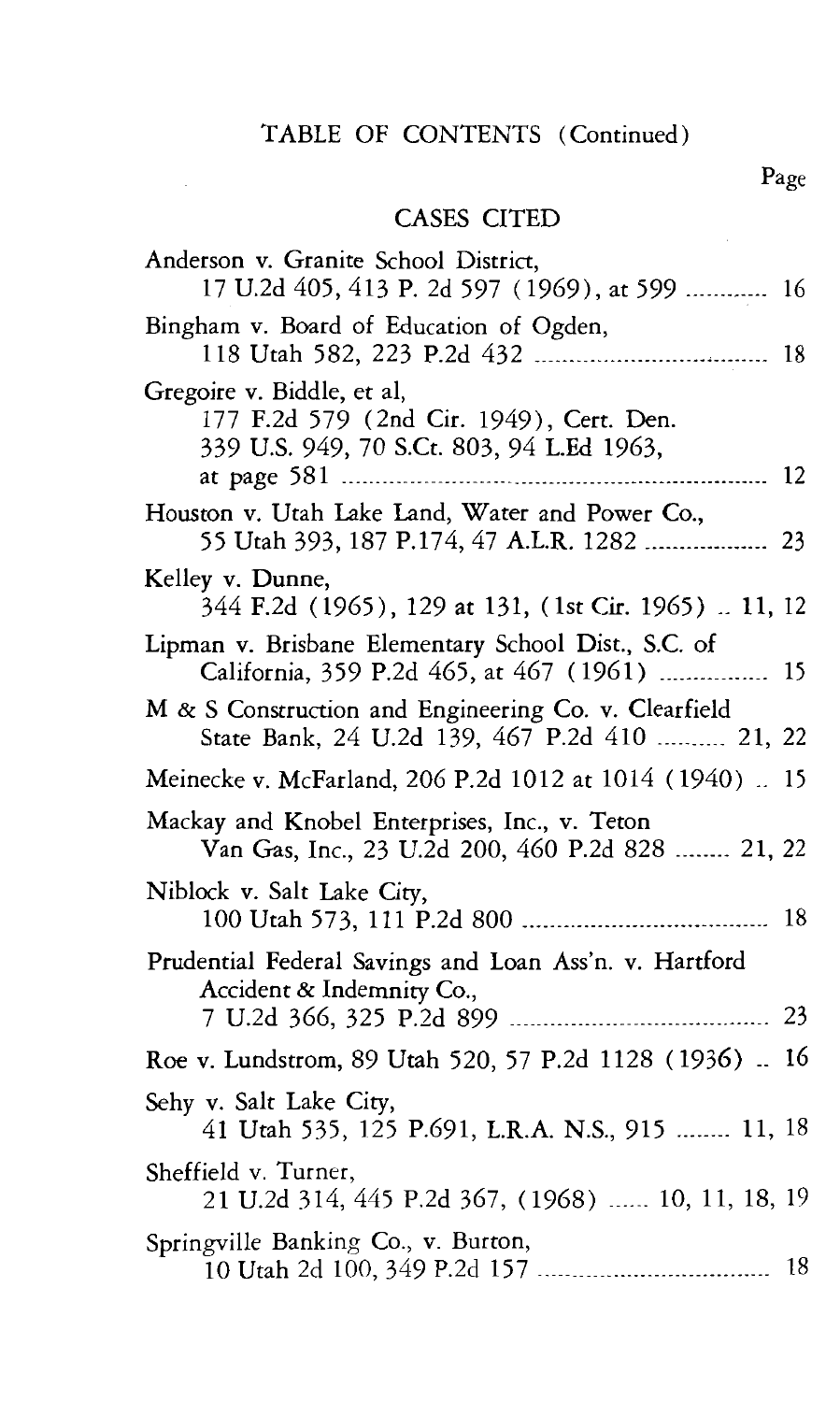## TABLE OF CONTENTS (Continued)

Page

### CASES CITED

Anderson v. Granite School District,
17 U.2d 405, 413 P. 2d 597 (1969), at 599 ............ 16

Bingham v. Board of Education of Ogden,
118 Utah 582, 223 P.2d 432 .................................... 18

Gregoire v. Biddle, et al,
177 F.2d 579 (2nd Cir. 1949), Cert. Den.
339 U.S. 949, 70 S.Ct. 803, 94 L.Ed 1963,
at page 581 .................................................................. 12

Houston v. Utah Lake Land, Water and Power Co.,
55 Utah 393, 187 P.174, 47 A.L.R. 1282 .................. 23

Kelley v. Dunne,
344 F.2d (1965), 129 at 131, (1st Cir. 1965) .. 11, 12

Lipman v. Brisbane Elementary School Dist., S.C. of
California, 359 P.2d 465, at 467 (1961) ................ 15

M & S Construction and Engineering Co. v. Clearfield
State Bank, 24 U.2d 139, 467 P.2d 410 .......... 21, 22

Meinecke v. McFarland, 206 P.2d 1012 at 1014 (1940) .. 15

Mackay and Knobel Enterprises, Inc., v. Teton
Van Gas, Inc., 23 U.2d 200, 460 P.2d 828 ........ 21, 22

Niblock v. Salt Lake City,
100 Utah 573, 111 P.2d 800 ...................................... 18

Prudential Federal Savings and Loan Ass'n. v. Hartford
Accident & Indemnity Co.,
7 U.2d 366, 325 P.2d 899 ........................................ 23

Roe v. Lundstrom, 89 Utah 520, 57 P.2d 1128 (1936) .. 16

Sehy v. Salt Lake City,
41 Utah 535, 125 P.691, L.R.A. N.S., 915 ........ 11, 18

Sheffield v. Turner,
21 U.2d 314, 445 P.2d 367, (1968) ...... 10, 11, 18, 19

Springville Banking Co., v. Burton,
10 Utah 2d 100, 349 P.2d 157 .................................. 18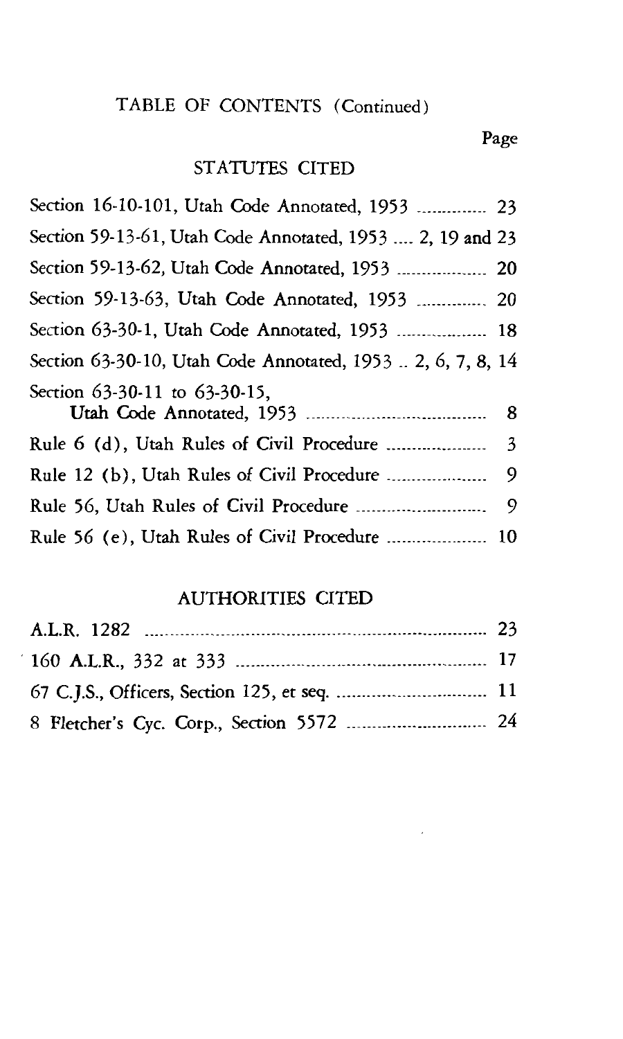## TABLE OF CONTENTS (Continued)

### STATUTES CITED

| | Page |
|---|---|
| Section 16-10-101, Utah Code Annotated, 1953 | 23 |
| Section 59-13-61, Utah Code Annotated, 1953 | 2, 19 and 23 |
| Section 59-13-62, Utah Code Annotated, 1953 | 20 |
| Section 59-13-63, Utah Code Annotated, 1953 | 20 |
| Section 63-30-1, Utah Code Annotated, 1953 | 18 |
| Section 63-30-10, Utah Code Annotated, 1953 | 2, 6, 7, 8, 14 |
| Section 63-30-11 to 63-30-15, Utah Code Annotated, 1953 | 8 |
| Rule 6 (d), Utah Rules of Civil Procedure | 3 |
| Rule 12 (b), Utah Rules of Civil Procedure | 9 |
| Rule 56, Utah Rules of Civil Procedure | 9 |
| Rule 56 (e), Utah Rules of Civil Procedure | 10 |

### AUTHORITIES CITED

| | Page |
|---|---|
| A.L.R. 1282 | 23 |
| 160 A.L.R., 332 at 333 | 17 |
| 67 C.J.S., Officers, Section 125, et seq. | 11 |
| 8 Fletcher's Cyc. Corp., Section 5572 | 24 |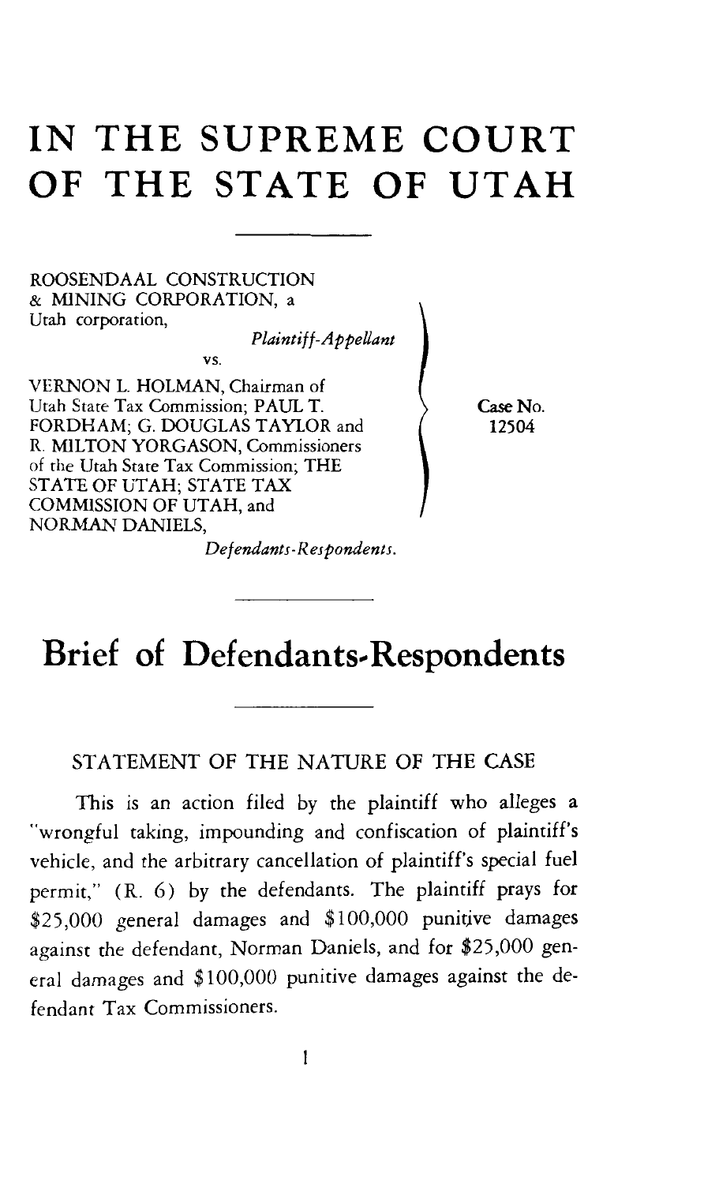# IN THE SUPREME COURT OF THE STATE OF UTAH

ROOSENDAAL CONSTRUCTION & MINING CORPORATION, a Utah corporation,

*Plaintiff-Appellant*

vs.

VERNON L. HOLMAN, Chairman of Utah State Tax Commission; PAUL T. FORDHAM; G. DOUGLAS TAYLOR and R. MILTON YORGASON, Commissioners of the Utah State Tax Commission; THE STATE OF UTAH; STATE TAX COMMISSION OF UTAH, and NORMAN DANIELS,

*Defendants-Respondents.*

Case No. 12504

# Brief of Defendants-Respondents

## STATEMENT OF THE NATURE OF THE CASE

This is an action filed by the plaintiff who alleges a "wrongful taking, impounding and confiscation of plaintiff's vehicle, and the arbitrary cancellation of plaintiff's special fuel permit," (R. 6) by the defendants. The plaintiff prays for $25,000 general damages and $100,000 punitive damages against the defendant, Norman Daniels, and for $25,000 general damages and $100,000 punitive damages against the defendant Tax Commissioners.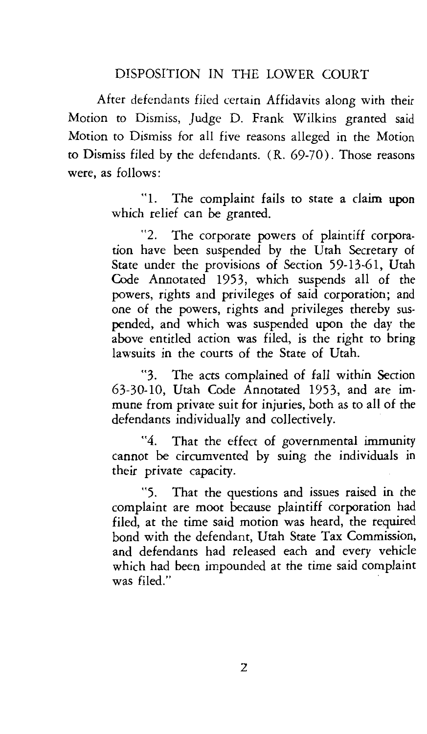## DISPOSITION IN THE LOWER COURT

After defendants filed certain Affidavits along with their Motion to Dismiss, Judge D. Frank Wilkins granted said Motion to Dismiss for all five reasons alleged in the Motion to Dismiss filed by the defendants. (R. 69-70). Those reasons were, as follows:

> "1. The complaint fails to state a claim upon which relief can be granted.
>
> "2. The corporate powers of plaintiff corporation have been suspended by the Utah Secretary of State under the provisions of Section 59-13-61, Utah Code Annotated 1953, which suspends all of the powers, rights and privileges of said corporation; and one of the powers, rights and privileges thereby suspended, and which was suspended upon the day the above entitled action was filed, is the right to bring lawsuits in the courts of the State of Utah.
>
> "3. The acts complained of fall within Section 63-30-10, Utah Code Annotated 1953, and are immune from private suit for injuries, both as to all of the defendants individually and collectively.
>
> "4. That the effect of governmental immunity cannot be circumvented by suing the individuals in their private capacity.
>
> "5. That the questions and issues raised in the complaint are moot because plaintiff corporation had filed, at the time said motion was heard, the required bond with the defendant, Utah State Tax Commission, and defendants had released each and every vehicle which had been impounded at the time said complaint was filed."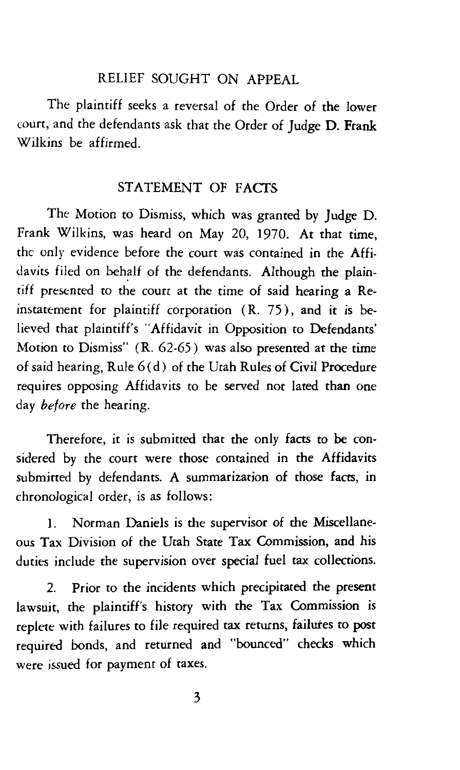## RELIEF SOUGHT ON APPEAL

The plaintiff seeks a reversal of the Order of the lower court, and the defendants ask that the Order of Judge D. Frank Wilkins be affirmed.

## STATEMENT OF FACTS

The Motion to Dismiss, which was granted by Judge D. Frank Wilkins, was heard on May 20, 1970. At that time, the only evidence before the court was contained in the Affidavits filed on behalf of the defendants. Although the plaintiff presented to the court at the time of said hearing a Reinstatement for plaintiff corporation (R. 75), and it is believed that plaintiff's "Affidavit in Opposition to Defendants' Motion to Dismiss" (R. 62-65) was also presented at the time of said hearing, Rule 6(d) of the Utah Rules of Civil Procedure requires opposing Affidavits to be served not lated than one day *before* the hearing.

Therefore, it is submitted that the only facts to be considered by the court were those contained in the Affidavits submitted by defendants. A summarization of those facts, in chronological order, is as follows:

1. Norman Daniels is the supervisor of the Miscellaneous Tax Division of the Utah State Tax Commission, and his duties include the supervision over special fuel tax collections.

2. Prior to the incidents which precipitated the present lawsuit, the plaintiff's history with the Tax Commission is replete with failures to file required tax returns, failures to post required bonds, and returned and "bounced" checks which were issued for payment of taxes.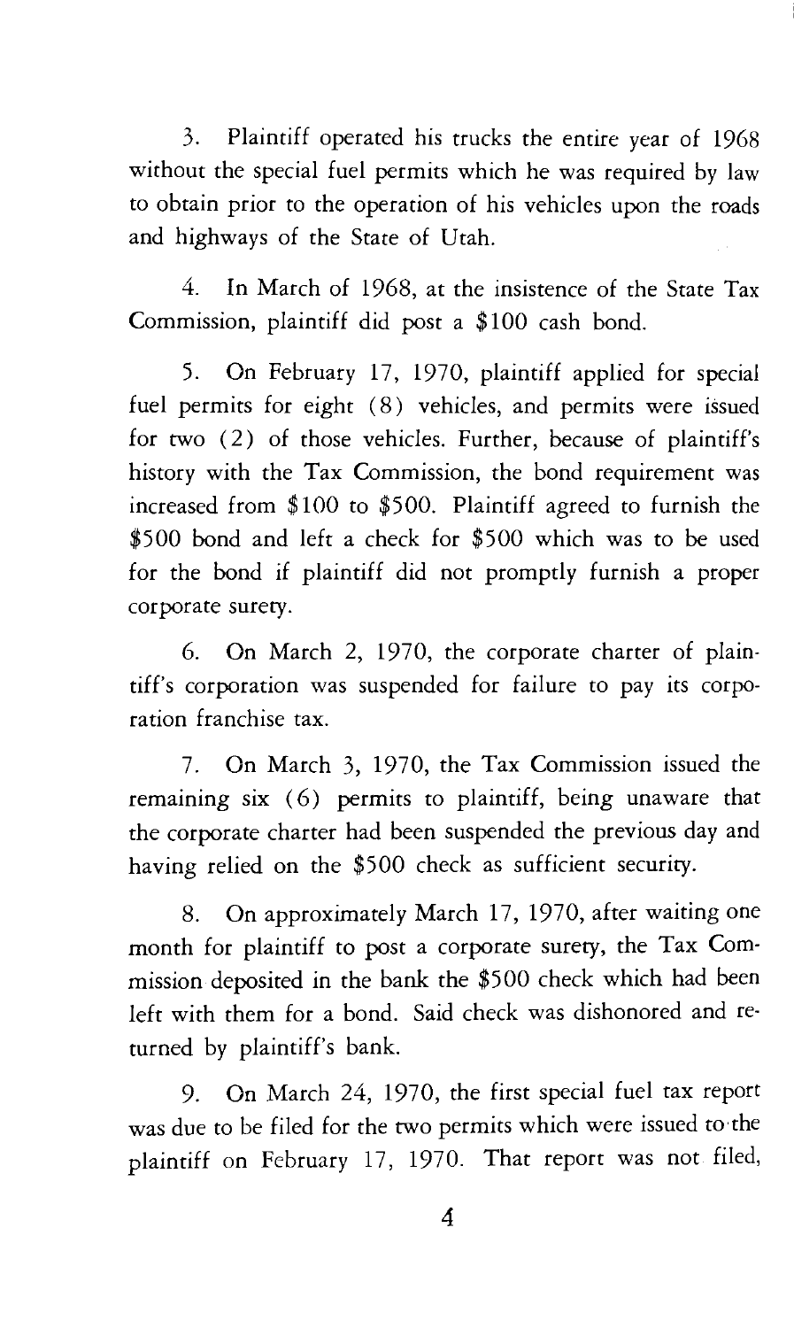3. Plaintiff operated his trucks the entire year of 1968 without the special fuel permits which he was required by law to obtain prior to the operation of his vehicles upon the roads and highways of the State of Utah.

4. In March of 1968, at the insistence of the State Tax Commission, plaintiff did post a $100 cash bond.

5. On February 17, 1970, plaintiff applied for special fuel permits for eight (8) vehicles, and permits were issued for two (2) of those vehicles. Further, because of plaintiff's history with the Tax Commission, the bond requirement was increased from $100 to $500. Plaintiff agreed to furnish the $500 bond and left a check for $500 which was to be used for the bond if plaintiff did not promptly furnish a proper corporate surety.

6. On March 2, 1970, the corporate charter of plaintiff's corporation was suspended for failure to pay its corporation franchise tax.

7. On March 3, 1970, the Tax Commission issued the remaining six (6) permits to plaintiff, being unaware that the corporate charter had been suspended the previous day and having relied on the $500 check as sufficient security.

8. On approximately March 17, 1970, after waiting one month for plaintiff to post a corporate surety, the Tax Commission deposited in the bank the $500 check which had been left with them for a bond. Said check was dishonored and returned by plaintiff's bank.

9. On March 24, 1970, the first special fuel tax report was due to be filed for the two permits which were issued to the plaintiff on February 17, 1970. That report was not filed,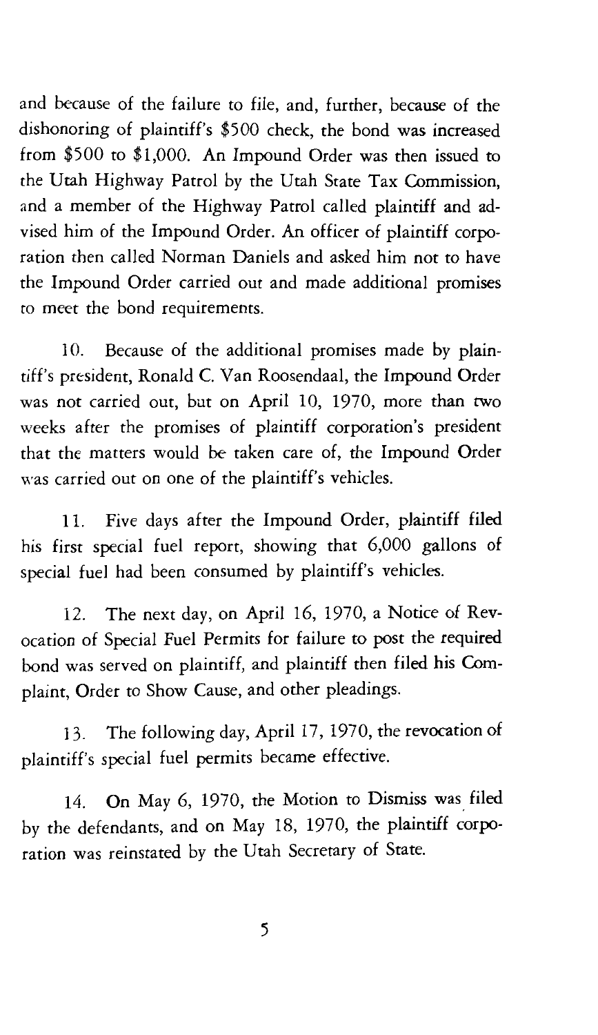and because of the failure to file, and, further, because of the dishonoring of plaintiff's $500 check, the bond was increased from $500 to $1,000. An Impound Order was then issued to the Utah Highway Patrol by the Utah State Tax Commission, and a member of the Highway Patrol called plaintiff and advised him of the Impound Order. An officer of plaintiff corporation then called Norman Daniels and asked him not to have the Impound Order carried out and made additional promises to meet the bond requirements.

10. Because of the additional promises made by plaintiff's president, Ronald C. Van Roosendaal, the Impound Order was not carried out, but on April 10, 1970, more than two weeks after the promises of plaintiff corporation's president that the matters would be taken care of, the Impound Order was carried out on one of the plaintiff's vehicles.

11. Five days after the Impound Order, plaintiff filed his first special fuel report, showing that 6,000 gallons of special fuel had been consumed by plaintiff's vehicles.

12. The next day, on April 16, 1970, a Notice of Revocation of Special Fuel Permits for failure to post the required bond was served on plaintiff, and plaintiff then filed his Complaint, Order to Show Cause, and other pleadings.

13. The following day, April 17, 1970, the revocation of plaintiff's special fuel permits became effective.

14. On May 6, 1970, the Motion to Dismiss was filed by the defendants, and on May 18, 1970, the plaintiff corporation was reinstated by the Utah Secretary of State.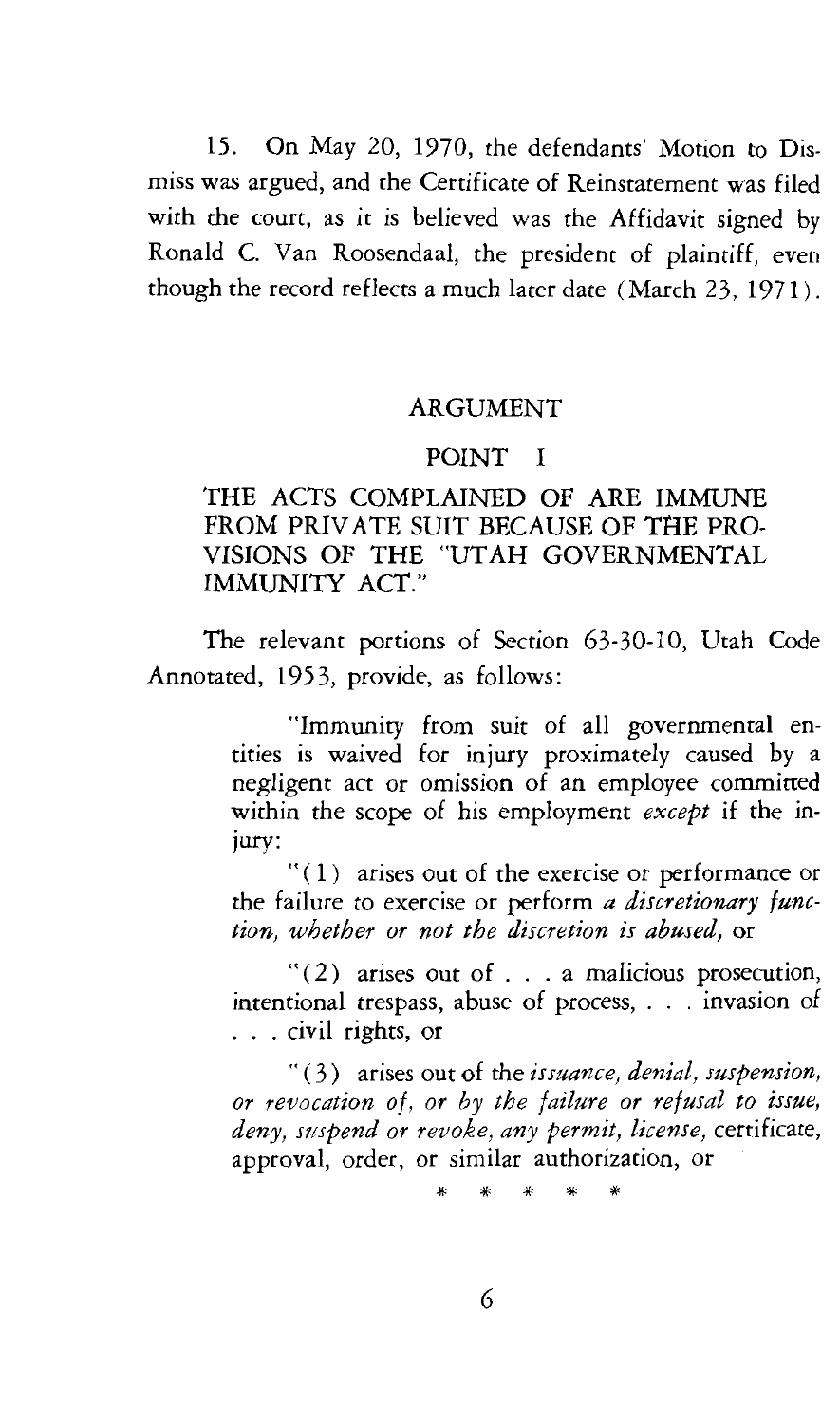15. On May 20, 1970, the defendants' Motion to Dismiss was argued, and the Certificate of Reinstatement was filed with the court, as it is believed was the Affidavit signed by Ronald C. Van Roosendaal, the president of plaintiff, even though the record reflects a much later date (March 23, 1971).

## ARGUMENT

### POINT I

### THE ACTS COMPLAINED OF ARE IMMUNE FROM PRIVATE SUIT BECAUSE OF THE PROVISIONS OF THE "UTAH GOVERNMENTAL IMMUNITY ACT."

The relevant portions of Section 63-30-10, Utah Code Annotated, 1953, provide, as follows:

> "Immunity from suit of all governmental entities is waived for injury proximately caused by a negligent act or omission of an employee committed within the scope of his employment *except* if the injury:
>
> "(1) arises out of the exercise or performance or the failure to exercise or perform *a discretionary function, whether or not the discretion is abused,* or
>
> "(2) arises out of . . . a malicious prosecution, intentional trespass, abuse of process, . . . invasion of . . . civil rights, or
>
> "(3) arises out of the *issuance, denial, suspension, or revocation of, or by the failure or refusal to issue, deny, suspend or revoke, any permit, license,* certificate, approval, order, or similar authorization, or
>
> \* \* \* \* \*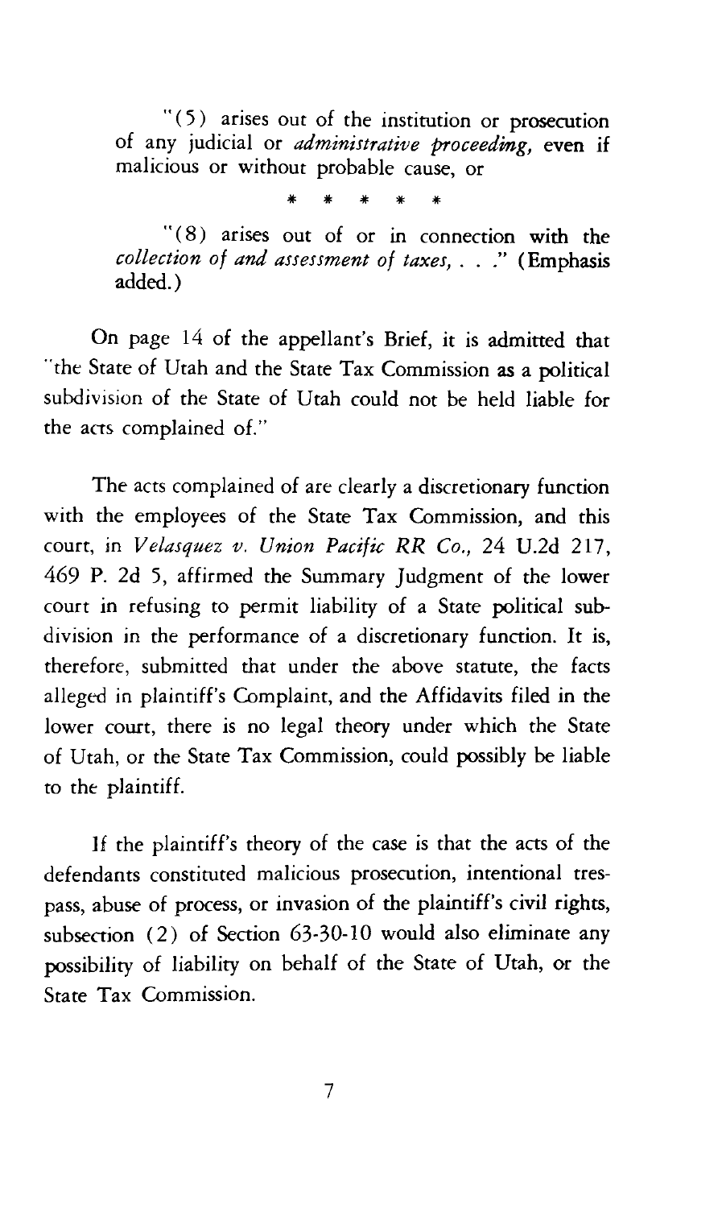"(5) arises out of the institution or prosecution of any judicial or *administrative proceeding,* even if malicious or without probable cause, or

\* \* \* \* \*

"(8) arises out of or in connection with the *collection of and assessment of taxes,* . . ." (Emphasis added.)

On page 14 of the appellant's Brief, it is admitted that "the State of Utah and the State Tax Commission as a political subdivision of the State of Utah could not be held liable for the acts complained of."

The acts complained of are clearly a discretionary function with the employees of the State Tax Commission, and this court, in *Velasquez v. Union Pacific RR Co.,* 24 U.2d 217, 469 P. 2d 5, affirmed the Summary Judgment of the lower court in refusing to permit liability of a State political subdivision in the performance of a discretionary function. It is, therefore, submitted that under the above statute, the facts alleged in plaintiff's Complaint, and the Affidavits filed in the lower court, there is no legal theory under which the State of Utah, or the State Tax Commission, could possibly be liable to the plaintiff.

If the plaintiff's theory of the case is that the acts of the defendants constituted malicious prosecution, intentional trespass, abuse of process, or invasion of the plaintiff's civil rights, subsection (2) of Section 63-30-10 would also eliminate any possibility of liability on behalf of the State of Utah, or the State Tax Commission.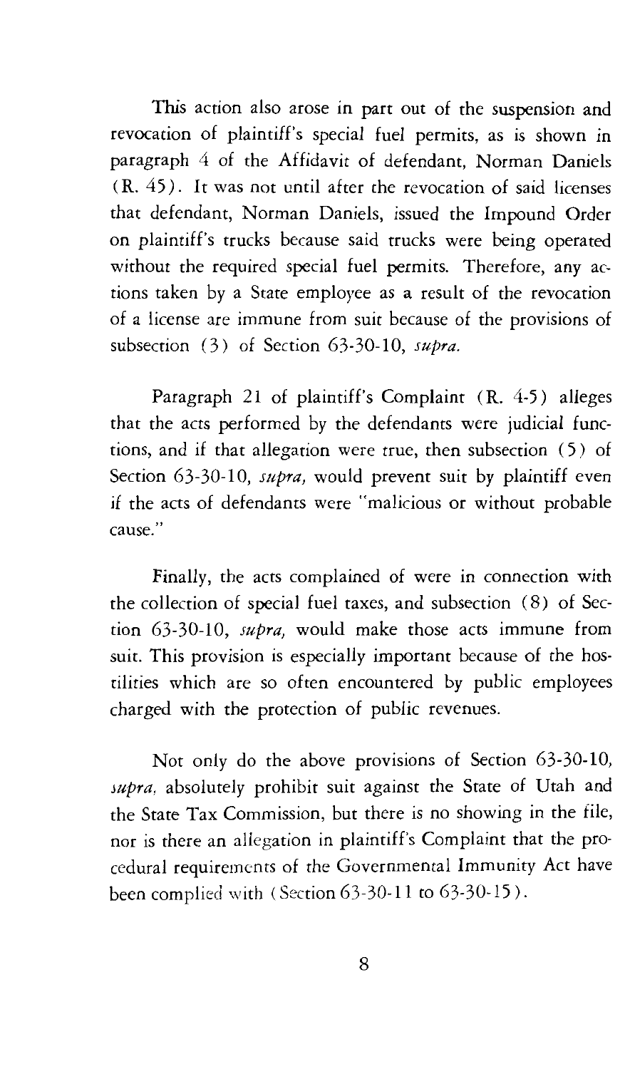This action also arose in part out of the suspension and revocation of plaintiff's special fuel permits, as is shown in paragraph 4 of the Affidavit of defendant, Norman Daniels (R. 45). It was not until after the revocation of said licenses that defendant, Norman Daniels, issued the Impound Order on plaintiff's trucks because said trucks were being operated without the required special fuel permits. Therefore, any actions taken by a State employee as a result of the revocation of a license are immune from suit because of the provisions of subsection (3) of Section 63-30-10, *supra.*

Paragraph 21 of plaintiff's Complaint (R. 4-5) alleges that the acts performed by the defendants were judicial functions, and if that allegation were true, then subsection (5) of Section 63-30-10, *supra,* would prevent suit by plaintiff even if the acts of defendants were "malicious or without probable cause."

Finally, the acts complained of were in connection with the collection of special fuel taxes, and subsection (8) of Section 63-30-10, *supra,* would make those acts immune from suit. This provision is especially important because of the hostilities which are so often encountered by public employees charged with the protection of public revenues.

Not only do the above provisions of Section 63-30-10, *supra,* absolutely prohibit suit against the State of Utah and the State Tax Commission, but there is no showing in the file, nor is there an allegation in plaintiff's Complaint that the procedural requirements of the Governmental Immunity Act have been complied with (Section 63-30-11 to 63-30-15).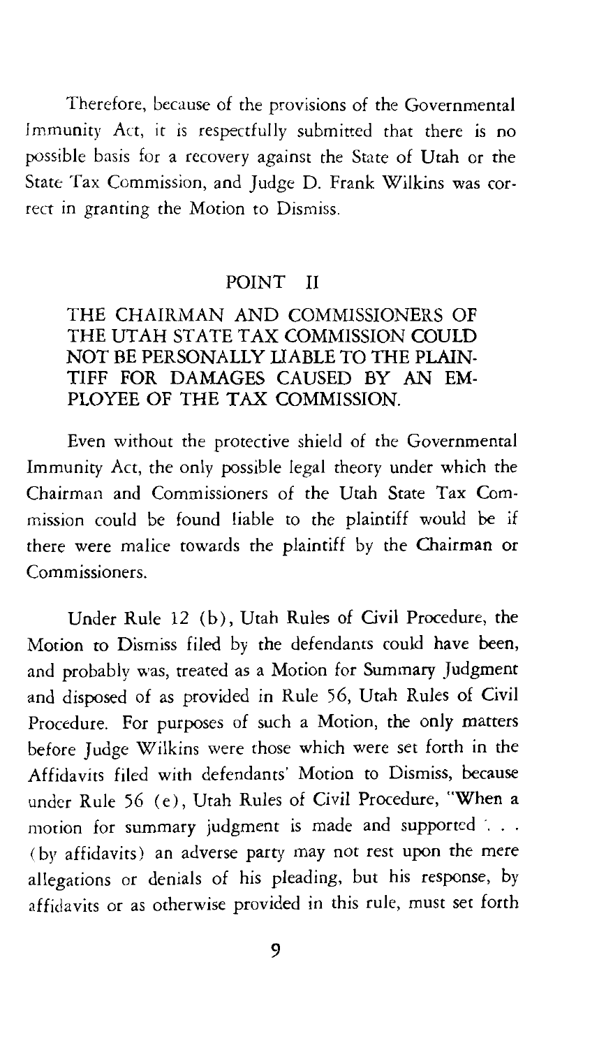Therefore, because of the provisions of the Governmental Immunity Act, it is respectfully submitted that there is no possible basis for a recovery against the State of Utah or the State Tax Commission, and Judge D. Frank Wilkins was correct in granting the Motion to Dismiss.

## POINT II

### THE CHAIRMAN AND COMMISSIONERS OF THE UTAH STATE TAX COMMISSION COULD NOT BE PERSONALLY LIABLE TO THE PLAINTIFF FOR DAMAGES CAUSED BY AN EMPLOYEE OF THE TAX COMMISSION.

Even without the protective shield of the Governmental Immunity Act, the only possible legal theory under which the Chairman and Commissioners of the Utah State Tax Commission could be found liable to the plaintiff would be if there were malice towards the plaintiff by the Chairman or Commissioners.

Under Rule 12 (b), Utah Rules of Civil Procedure, the Motion to Dismiss filed by the defendants could have been, and probably was, treated as a Motion for Summary Judgment and disposed of as provided in Rule 56, Utah Rules of Civil Procedure. For purposes of such a Motion, the only matters before Judge Wilkins were those which were set forth in the Affidavits filed with defendants' Motion to Dismiss, because under Rule 56 (e), Utah Rules of Civil Procedure, "When a motion for summary judgment is made and supported . . . (by affidavits) an adverse party may not rest upon the mere allegations or denials of his pleading, but his response, by affidavits or as otherwise provided in this rule, must set forth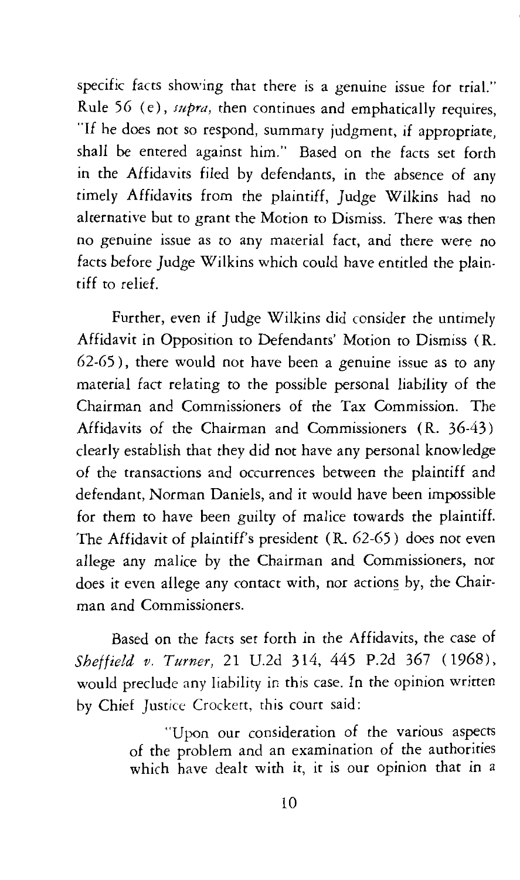specific facts showing that there is a genuine issue for trial." Rule 56 (e), *supra,* then continues and emphatically requires, "If he does not so respond, summary judgment, if appropriate, shall be entered against him." Based on the facts set forth in the Affidavits filed by defendants, in the absence of any timely Affidavits from the plaintiff, Judge Wilkins had no alternative but to grant the Motion to Dismiss. There was then no genuine issue as to any material fact, and there were no facts before Judge Wilkins which could have entitled the plaintiff to relief.

Further, even if Judge Wilkins did consider the untimely Affidavit in Opposition to Defendants' Motion to Dismiss (R. 62-65), there would not have been a genuine issue as to any material fact relating to the possible personal liability of the Chairman and Commissioners of the Tax Commission. The Affidavits of the Chairman and Commissioners (R. 36-43) clearly establish that they did not have any personal knowledge of the transactions and occurrences between the plaintiff and defendant, Norman Daniels, and it would have been impossible for them to have been guilty of malice towards the plaintiff. The Affidavit of plaintiff's president (R. 62-65) does not even allege any malice by the Chairman and Commissioners, nor does it even allege any contact with, nor actions by, the Chairman and Commissioners.

Based on the facts set forth in the Affidavits, the case of *Sheffield v. Turner,* 21 U.2d 314, 445 P.2d 367 (1968), would preclude any liability in this case. In the opinion written by Chief Justice Crockett, this court said:

> "Upon our consideration of the various aspects of the problem and an examination of the authorities which have dealt with it, it is our opinion that in a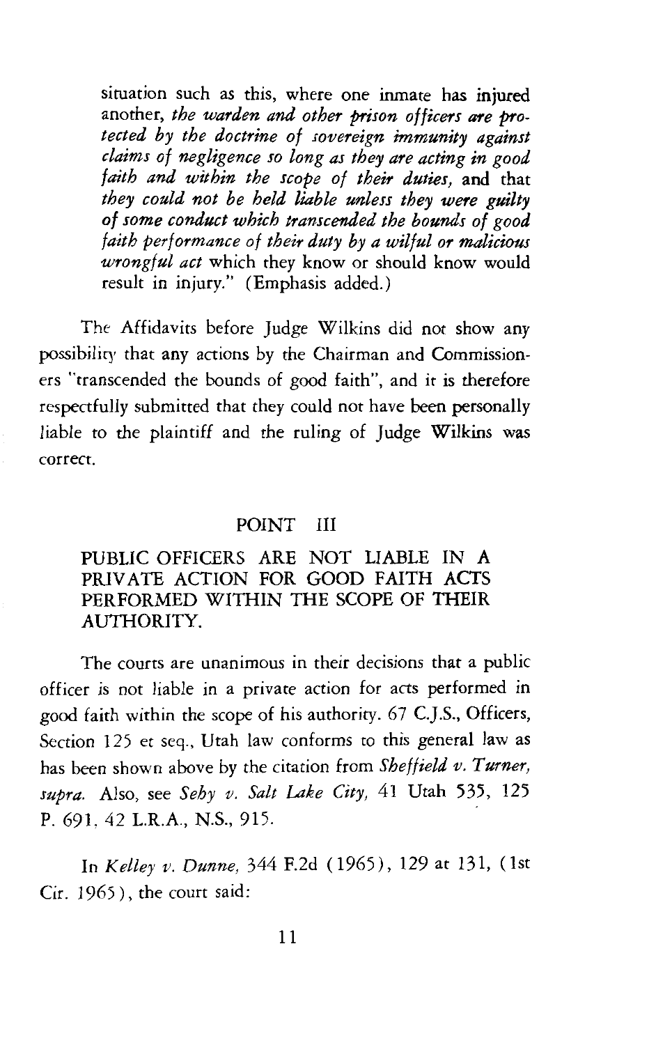situation such as this, where one inmate has injured another, *the warden and other prison officers are protected by the doctrine of sovereign immunity against claims of negligence so long as they are acting in good faith and within the scope of their duties,* and that *they could not be held liable unless they were guilty of some conduct which transcended the bounds of good faith performance of their duty by a wilful or malicious wrongful act* which they know or should know would result in injury." (Emphasis added.)

The Affidavits before Judge Wilkins did not show any possibility that any actions by the Chairman and Commissioners "transcended the bounds of good faith", and it is therefore respectfully submitted that they could not have been personally liable to the plaintiff and the ruling of Judge Wilkins was correct.

## POINT III

## PUBLIC OFFICERS ARE NOT LIABLE IN A PRIVATE ACTION FOR GOOD FAITH ACTS PERFORMED WITHIN THE SCOPE OF THEIR AUTHORITY.

The courts are unanimous in their decisions that a public officer is not liable in a private action for acts performed in good faith within the scope of his authority. 67 C.J.S., Officers, Section 125 et seq., Utah law conforms to this general law as has been shown above by the citation from *Sheffield v. Turner, supra.* Also, see *Seby v. Salt Lake City,* 41 Utah 535, 125 P. 691, 42 L.R.A., N.S., 915.

In *Kelley v. Dunne,* 344 F.2d (1965), 129 at 131, (1st Cir. 1965), the court said: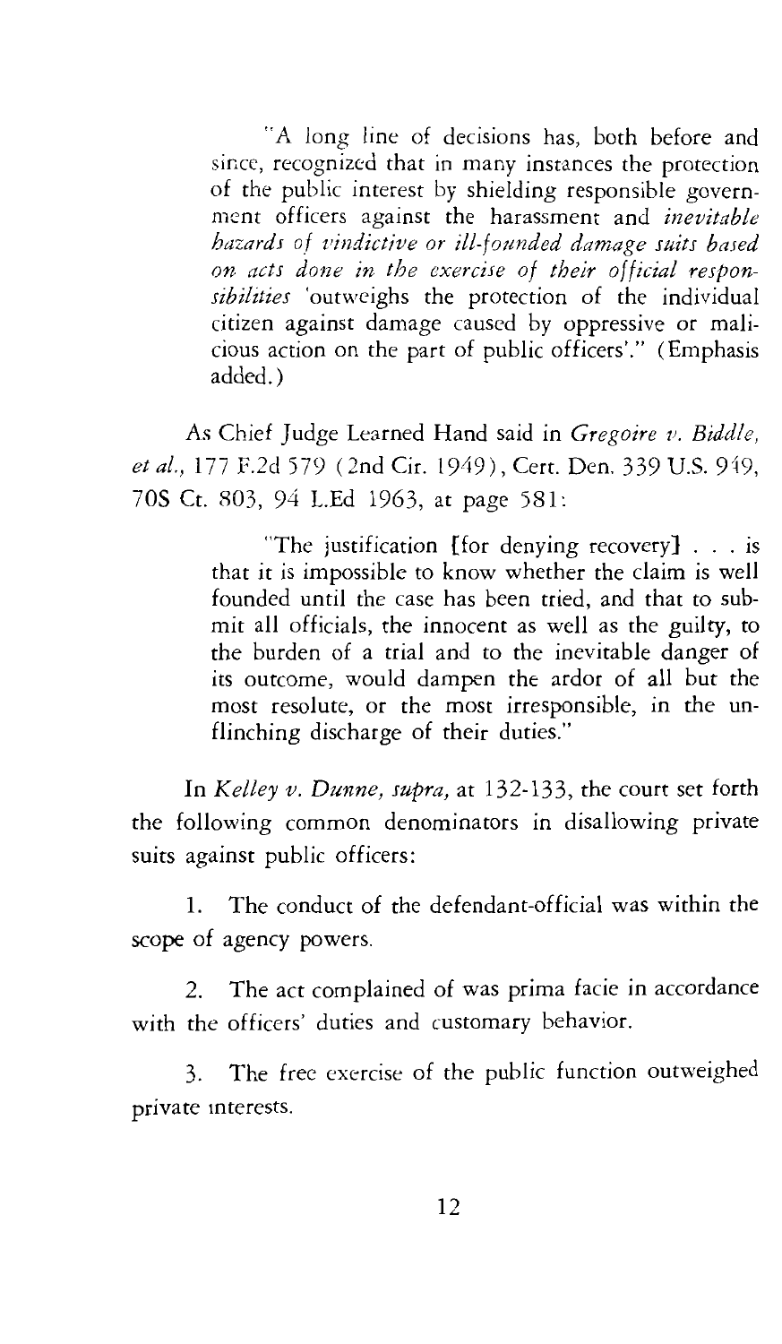> "A long line of decisions has, both before and since, recognized that in many instances the protection of the public interest by shielding responsible government officers against the harassment and *inevitable hazards of vindictive or ill-founded damage suits based on acts done in the exercise of their official responsibilities* 'outweighs the protection of the individual citizen against damage caused by oppressive or malicious action on the part of public officers'." (Emphasis added.)

As Chief Judge Learned Hand said in *Gregoire v. Biddle, et al.*, 177 F.2d 579 (2nd Cir. 1949), Cert. Den. 339 U.S. 949, 70S Ct. 803, 94 L.Ed 1963, at page 581:

> "The justification [for denying recovery] . . . is that it is impossible to know whether the claim is well founded until the case has been tried, and that to submit all officials, the innocent as well as the guilty, to the burden of a trial and to the inevitable danger of its outcome, would dampen the ardor of all but the most resolute, or the most irresponsible, in the unflinching discharge of their duties."

In *Kelley v. Dunne, supra,* at 132-133, the court set forth the following common denominators in disallowing private suits against public officers:

1. The conduct of the defendant-official was within the scope of agency powers.

2. The act complained of was prima facie in accordance with the officers' duties and customary behavior.

3. The free exercise of the public function outweighed private interests.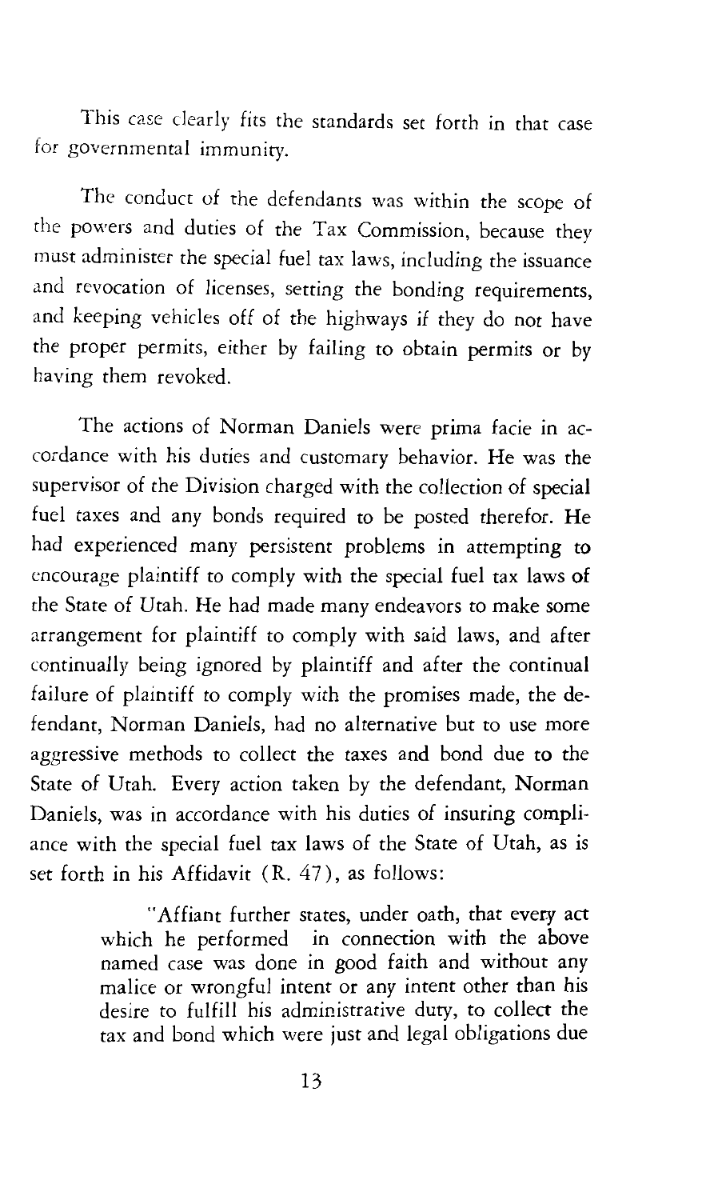This case clearly fits the standards set forth in that case for governmental immunity.

The conduct of the defendants was within the scope of the powers and duties of the Tax Commission, because they must administer the special fuel tax laws, including the issuance and revocation of licenses, setting the bonding requirements, and keeping vehicles off of the highways if they do not have the proper permits, either by failing to obtain permits or by having them revoked.

The actions of Norman Daniels were prima facie in accordance with his duties and customary behavior. He was the supervisor of the Division charged with the collection of special fuel taxes and any bonds required to be posted therefor. He had experienced many persistent problems in attempting to encourage plaintiff to comply with the special fuel tax laws of the State of Utah. He had made many endeavors to make some arrangement for plaintiff to comply with said laws, and after continually being ignored by plaintiff and after the continual failure of plaintiff to comply with the promises made, the defendant, Norman Daniels, had no alternative but to use more aggressive methods to collect the taxes and bond due to the State of Utah. Every action taken by the defendant, Norman Daniels, was in accordance with his duties of insuring compliance with the special fuel tax laws of the State of Utah, as is set forth in his Affidavit (R. 47), as follows:

> "Affiant further states, under oath, that every act which he performed in connection with the above named case was done in good faith and without any malice or wrongful intent or any intent other than his desire to fulfill his administrative duty, to collect the tax and bond which were just and legal obligations due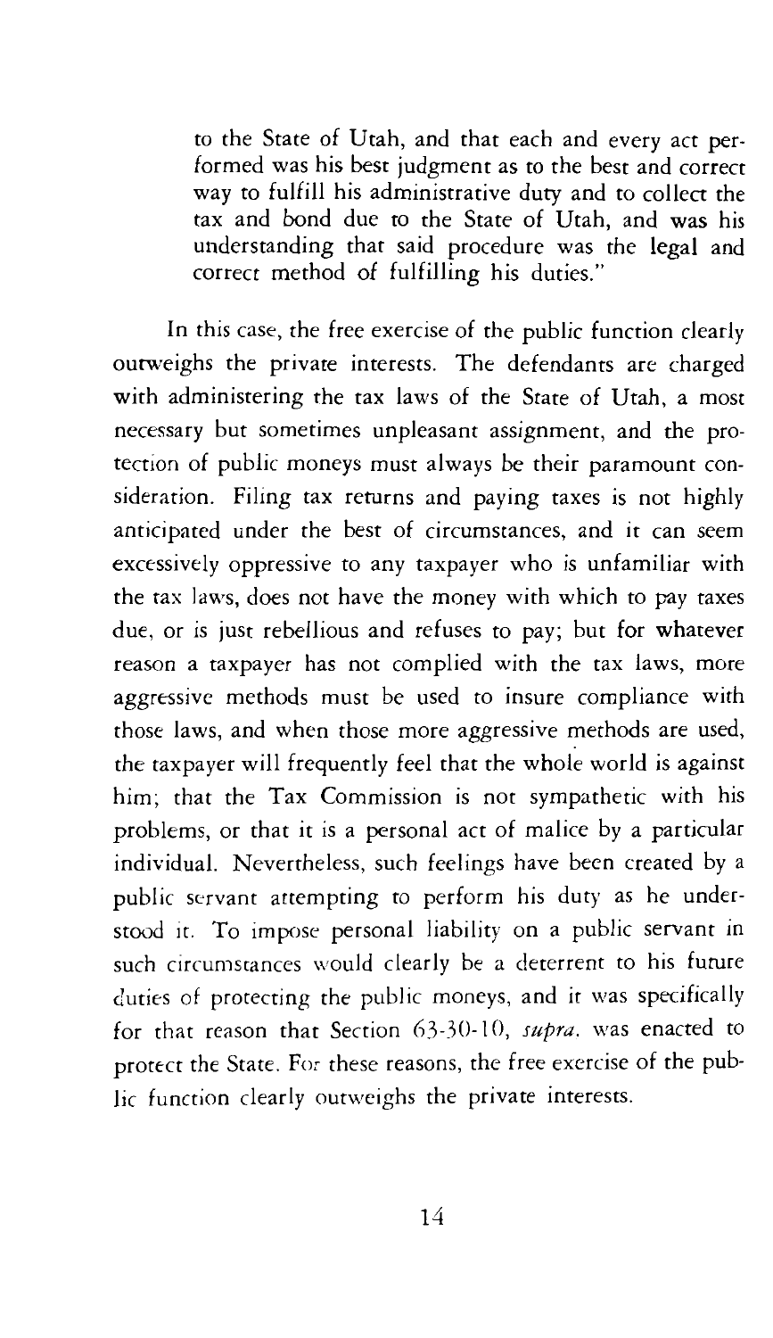> to the State of Utah, and that each and every act performed was his best judgment as to the best and correct way to fulfill his administrative duty and to collect the tax and bond due to the State of Utah, and was his understanding that said procedure was the legal and correct method of fulfilling his duties."

In this case, the free exercise of the public function clearly outweighs the private interests. The defendants are charged with administering the tax laws of the State of Utah, a most necessary but sometimes unpleasant assignment, and the protection of public moneys must always be their paramount consideration. Filing tax returns and paying taxes is not highly anticipated under the best of circumstances, and it can seem excessively oppressive to any taxpayer who is unfamiliar with the tax laws, does not have the money with which to pay taxes due, or is just rebellious and refuses to pay; but for whatever reason a taxpayer has not complied with the tax laws, more aggressive methods must be used to insure compliance with those laws, and when those more aggressive methods are used, the taxpayer will frequently feel that the whole world is against him; that the Tax Commission is not sympathetic with his problems, or that it is a personal act of malice by a particular individual. Nevertheless, such feelings have been created by a public servant attempting to perform his duty as he understood it. To impose personal liability on a public servant in such circumstances would clearly be a deterrent to his future duties of protecting the public moneys, and it was specifically for that reason that Section 63-30-10, *supra*. was enacted to protect the State. For these reasons, the free exercise of the public function clearly outweighs the private interests.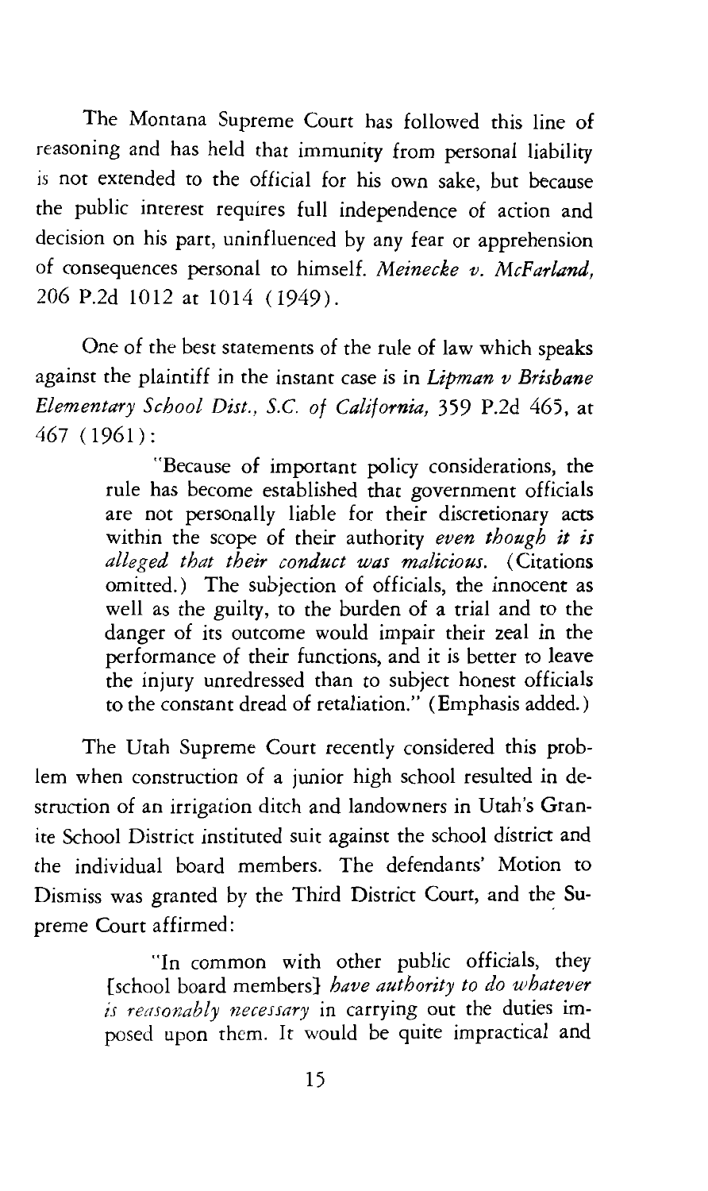The Montana Supreme Court has followed this line of reasoning and has held that immunity from personal liability is not extended to the official for his own sake, but because the public interest requires full independence of action and decision on his part, uninfluenced by any fear or apprehension of consequences personal to himself. *Meinecke v. McFarland*, 206 P.2d 1012 at 1014 (1949).

One of the best statements of the rule of law which speaks against the plaintiff in the instant case is in *Lipman v Brisbane Elementary School Dist., S.C. of California*, 359 P.2d 465, at 467 (1961):

> "Because of important policy considerations, the rule has become established that government officials are not personally liable for their discretionary acts within the scope of their authority *even though it is alleged that their conduct was malicious.* (Citations omitted.) The subjection of officials, the innocent as well as the guilty, to the burden of a trial and to the danger of its outcome would impair their zeal in the performance of their functions, and it is better to leave the injury unredressed than to subject honest officials to the constant dread of retaliation." (Emphasis added.)

The Utah Supreme Court recently considered this problem when construction of a junior high school resulted in destruction of an irrigation ditch and landowners in Utah's Granite School District instituted suit against the school district and the individual board members. The defendants' Motion to Dismiss was granted by the Third District Court, and the Supreme Court affirmed:

> "In common with other public officials, they [school board members] *have authority to do whatever is reasonably necessary* in carrying out the duties imposed upon them. It would be quite impractical and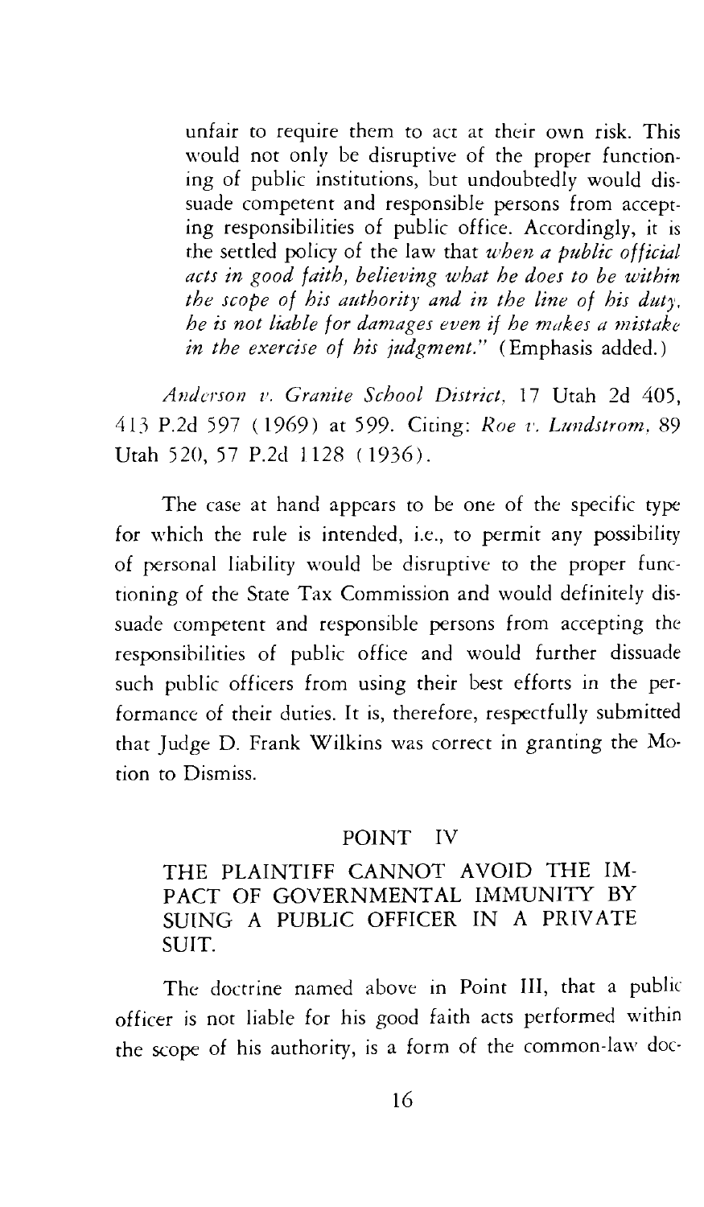unfair to require them to act at their own risk. This would not only be disruptive of the proper functioning of public institutions, but undoubtedly would dissuade competent and responsible persons from accepting responsibilities of public office. Accordingly, it is the settled policy of the law that *when a public official acts in good faith, believing what he does to be within the scope of his authority and in the line of his duty, he is not liable for damages even if he makes a mistake in the exercise of his judgment.*" (Emphasis added.)

*Anderson v. Granite School District,* 17 Utah 2d 405, 413 P.2d 597 (1969) at 599. Citing: *Roe v. Lundstrom,* 89 Utah 520, 57 P.2d 1128 (1936).

The case at hand appears to be one of the specific type for which the rule is intended, i.e., to permit any possibility of personal liability would be disruptive to the proper functioning of the State Tax Commission and would definitely dissuade competent and responsible persons from accepting the responsibilities of public office and would further dissuade such public officers from using their best efforts in the performance of their duties. It is, therefore, respectfully submitted that Judge D. Frank Wilkins was correct in granting the Motion to Dismiss.

## POINT IV

### THE PLAINTIFF CANNOT AVOID THE IMPACT OF GOVERNMENTAL IMMUNITY BY SUING A PUBLIC OFFICER IN A PRIVATE SUIT.

The doctrine named above in Point III, that a public officer is not liable for his good faith acts performed within the scope of his authority, is a form of the common-law doc-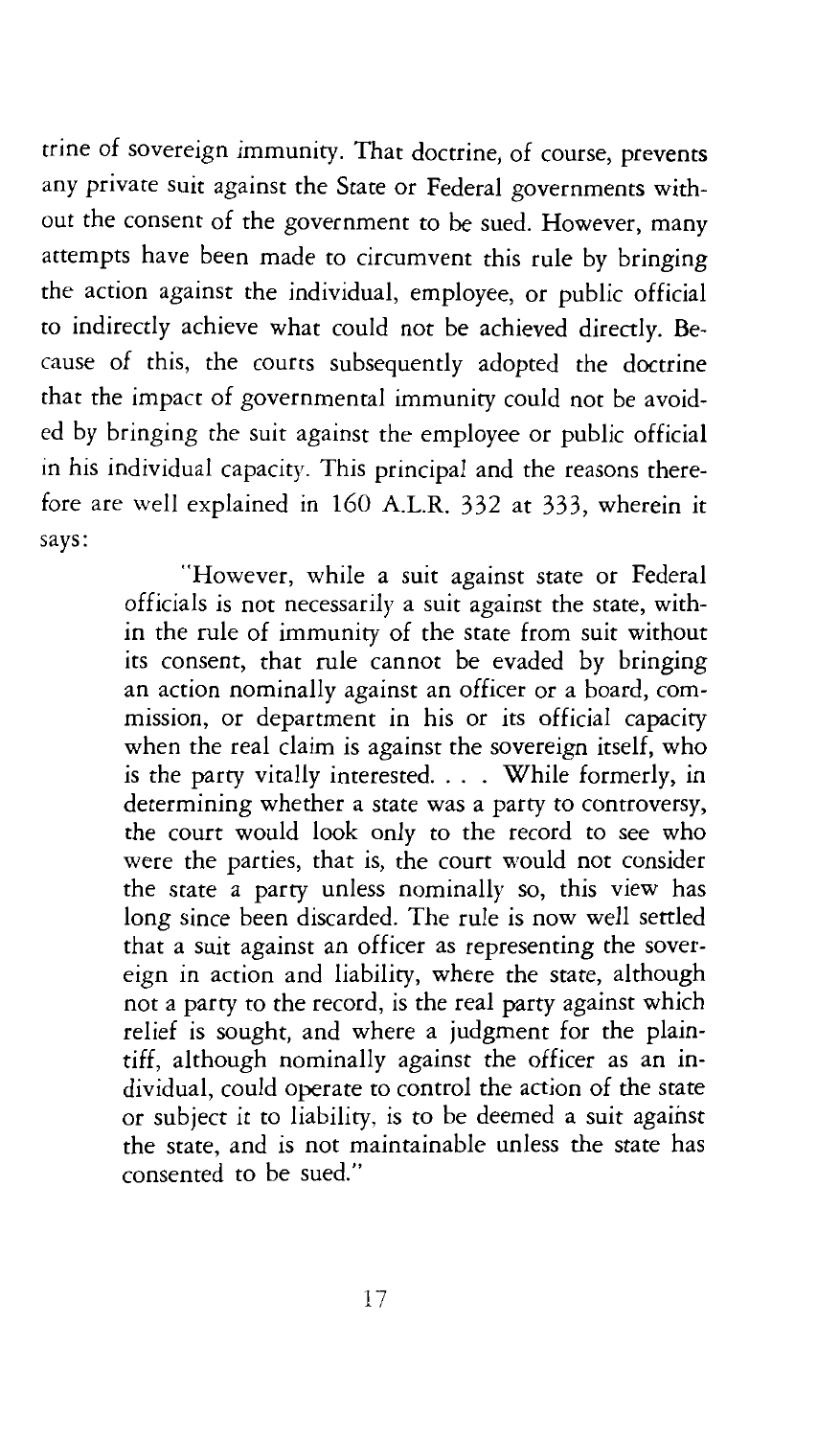trine of sovereign immunity. That doctrine, of course, prevents any private suit against the State or Federal governments without the consent of the government to be sued. However, many attempts have been made to circumvent this rule by bringing the action against the individual, employee, or public official to indirectly achieve what could not be achieved directly. Because of this, the courts subsequently adopted the doctrine that the impact of governmental immunity could not be avoided by bringing the suit against the employee or public official in his individual capacity. This principal and the reasons therefore are well explained in 160 A.L.R. 332 at 333, wherein it says:

> "However, while a suit against state or Federal officials is not necessarily a suit against the state, within the rule of immunity of the state from suit without its consent, that rule cannot be evaded by bringing an action nominally against an officer or a board, commission, or department in his or its official capacity when the real claim is against the sovereign itself, who is the party vitally interested. . . . While formerly, in determining whether a state was a party to controversy, the court would look only to the record to see who were the parties, that is, the court would not consider the state a party unless nominally so, this view has long since been discarded. The rule is now well settled that a suit against an officer as representing the sovereign in action and liability, where the state, although not a party to the record, is the real party against which relief is sought, and where a judgment for the plaintiff, although nominally against the officer as an individual, could operate to control the action of the state or subject it to liability, is to be deemed a suit against the state, and is not maintainable unless the state has consented to be sued."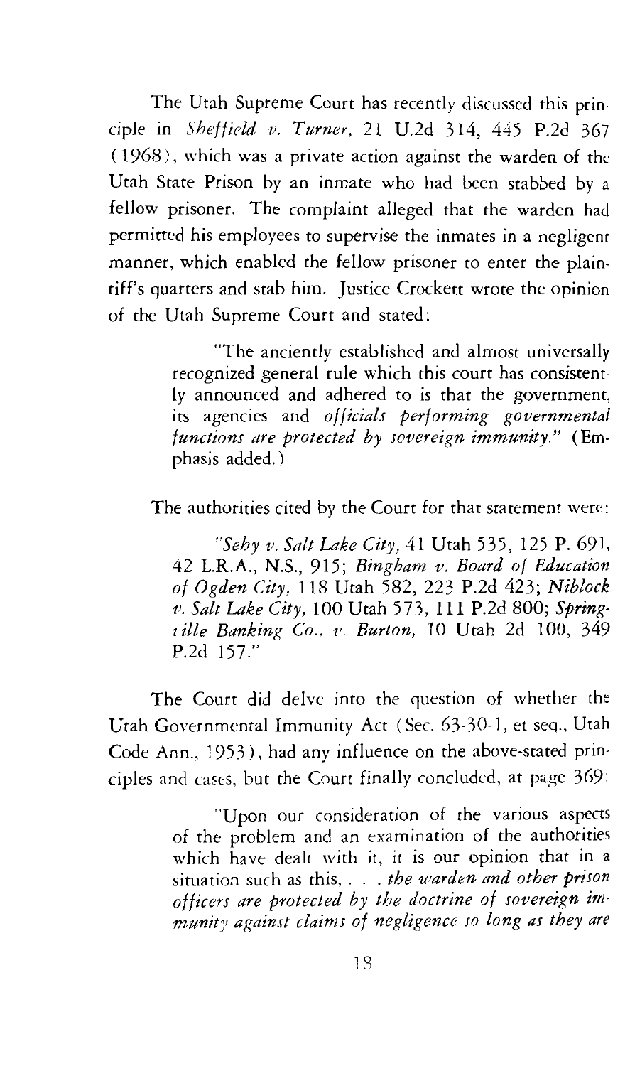The Utah Supreme Court has recently discussed this principle in *Sheffield v. Turner*, 21 U.2d 314, 445 P.2d 367 (1968), which was a private action against the warden of the Utah State Prison by an inmate who had been stabbed by a fellow prisoner. The complaint alleged that the warden had permitted his employees to supervise the inmates in a negligent manner, which enabled the fellow prisoner to enter the plaintiff's quarters and stab him. Justice Crockett wrote the opinion of the Utah Supreme Court and stated:

> "The anciently established and almost universally recognized general rule which this court has consistently announced and adhered to is that the government, its agencies and *officials performing governmental functions are protected by sovereign immunity.*" (Emphasis added.)

The authorities cited by the Court for that statement were:

> "*Seby v. Salt Lake City,* 41 Utah 535, 125 P. 691, 42 L.R.A., N.S., 915; *Bingham v. Board of Education of Ogden City,* 118 Utah 582, 223 P.2d 423; *Niblock v. Salt Lake City,* 100 Utah 573, 111 P.2d 800; *Springville Banking Co., v. Burton,* 10 Utah 2d 100, 349 P.2d 157."

The Court did delve into the question of whether the Utah Governmental Immunity Act (Sec. 63-30-1, et seq., Utah Code Ann., 1953), had any influence on the above-stated principles and cases, but the Court finally concluded, at page 369:

> "Upon our consideration of the various aspects of the problem and an examination of the authorities which have dealt with it, it is our opinion that in a situation such as this, . . . *the warden and other prison officers are protected by the doctrine of sovereign immunity against claims of negligence so long as they are*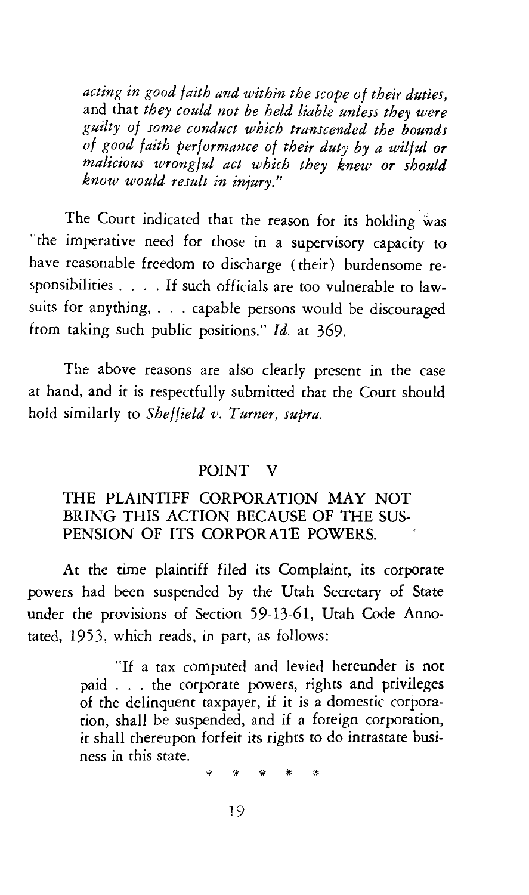*acting in good faith and within the scope of their duties,* and that *they could not be held liable unless they were guilty of some conduct which transcended the bounds of good faith performance of their duty by a wilful or malicious wrongful act which they knew or should know would result in injury."*

The Court indicated that the reason for its holding was "the imperative need for those in a supervisory capacity to have reasonable freedom to discharge (their) burdensome responsibilities . . . . If such officials are too vulnerable to lawsuits for anything, . . . capable persons would be discouraged from taking such public positions." *Id.* at 369.

The above reasons are also clearly present in the case at hand, and it is respectfully submitted that the Court should hold similarly to *Sheffield v. Turner, supra.*

## POINT V

### THE PLAINTIFF CORPORATION MAY NOT BRING THIS ACTION BECAUSE OF THE SUSPENSION OF ITS CORPORATE POWERS.

At the time plaintiff filed its Complaint, its corporate powers had been suspended by the Utah Secretary of State under the provisions of Section 59-13-61, Utah Code Annotated, 1953, which reads, in part, as follows:

> "If a tax computed and levied hereunder is not paid . . . the corporate powers, rights and privileges of the delinquent taxpayer, if it is a domestic corporation, shall be suspended, and if a foreign corporation, it shall thereupon forfeit its rights to do intrastate business in this state.
>
> \* \* \* \* \*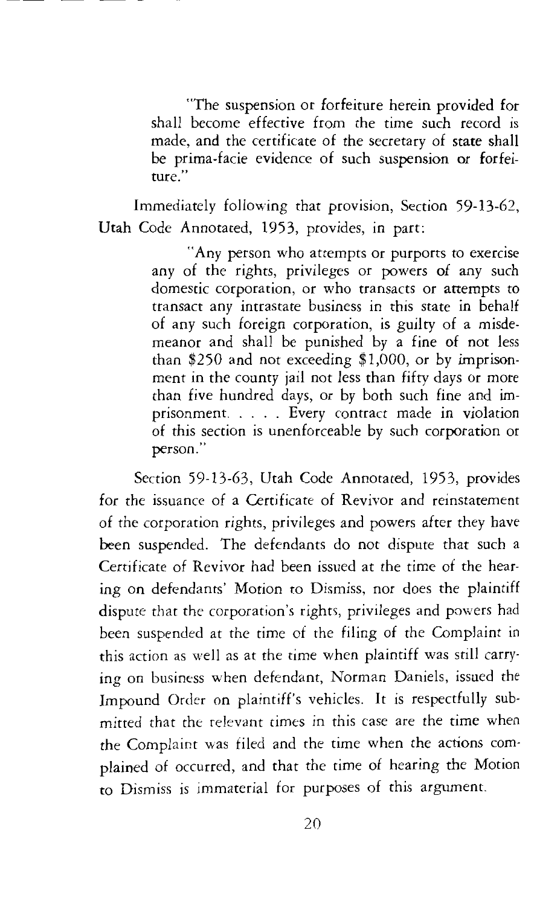> "The suspension or forfeiture herein provided for shall become effective from the time such record is made, and the certificate of the secretary of state shall be prima-facie evidence of such suspension or forfeiture."

Immediately following that provision, Section 59-13-62, Utah Code Annotated, 1953, provides, in part:

> "Any person who attempts or purports to exercise any of the rights, privileges or powers of any such domestic corporation, or who transacts or attempts to transact any intrastate business in this state in behalf of any such foreign corporation, is guilty of a misdemeanor and shall be punished by a fine of not less than $250 and not exceeding $1,000, or by imprisonment in the county jail not less than fifty days or more than five hundred days, or by both such fine and imprisonment. . . . . Every contract made in violation of this section is unenforceable by such corporation or person."

Section 59-13-63, Utah Code Annotated, 1953, provides for the issuance of a Certificate of Revivor and reinstatement of the corporation rights, privileges and powers after they have been suspended. The defendants do not dispute that such a Certificate of Revivor had been issued at the time of the hearing on defendants' Motion to Dismiss, nor does the plaintiff dispute that the corporation's rights, privileges and powers had been suspended at the time of the filing of the Complaint in this action as well as at the time when plaintiff was still carrying on business when defendant, Norman Daniels, issued the Impound Order on plaintiff's vehicles. It is respectfully submitted that the relevant times in this case are the time when the Complaint was filed and the time when the actions complained of occurred, and that the time of hearing the Motion to Dismiss is immaterial for purposes of this argument.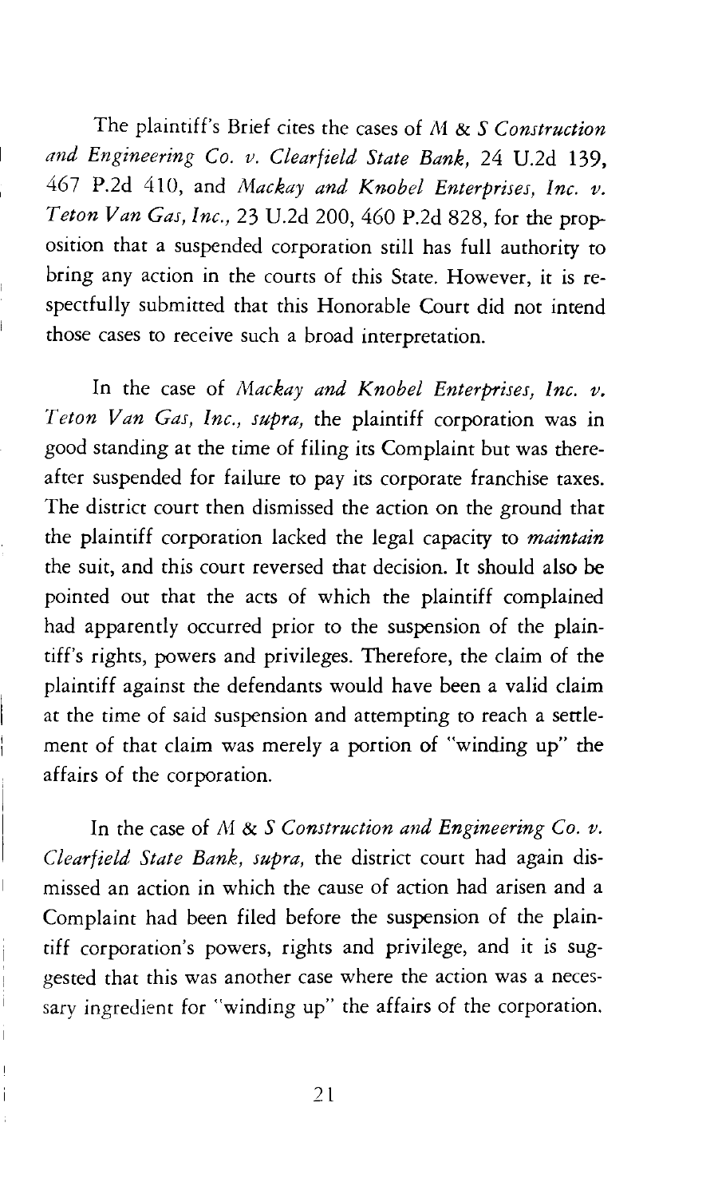The plaintiff's Brief cites the cases of *M & S Construction and Engineering Co. v. Clearfield State Bank,* 24 U.2d 139, 467 P.2d 410, and *Mackay and Knobel Enterprises, Inc. v. Teton Van Gas, Inc.,* 23 U.2d 200, 460 P.2d 828, for the proposition that a suspended corporation still has full authority to bring any action in the courts of this State. However, it is respectfully submitted that this Honorable Court did not intend those cases to receive such a broad interpretation.

In the case of *Mackay and Knobel Enterprises, Inc. v. Teton Van Gas, Inc., supra,* the plaintiff corporation was in good standing at the time of filing its Complaint but was thereafter suspended for failure to pay its corporate franchise taxes. The district court then dismissed the action on the ground that the plaintiff corporation lacked the legal capacity to *maintain* the suit, and this court reversed that decision. It should also be pointed out that the acts of which the plaintiff complained had apparently occurred prior to the suspension of the plaintiff's rights, powers and privileges. Therefore, the claim of the plaintiff against the defendants would have been a valid claim at the time of said suspension and attempting to reach a settlement of that claim was merely a portion of "winding up" the affairs of the corporation.

In the case of *M & S Construction and Engineering Co. v. Clearfield State Bank, supra,* the district court had again dismissed an action in which the cause of action had arisen and a Complaint had been filed before the suspension of the plaintiff corporation's powers, rights and privilege, and it is suggested that this was another case where the action was a necessary ingredient for "winding up" the affairs of the corporation.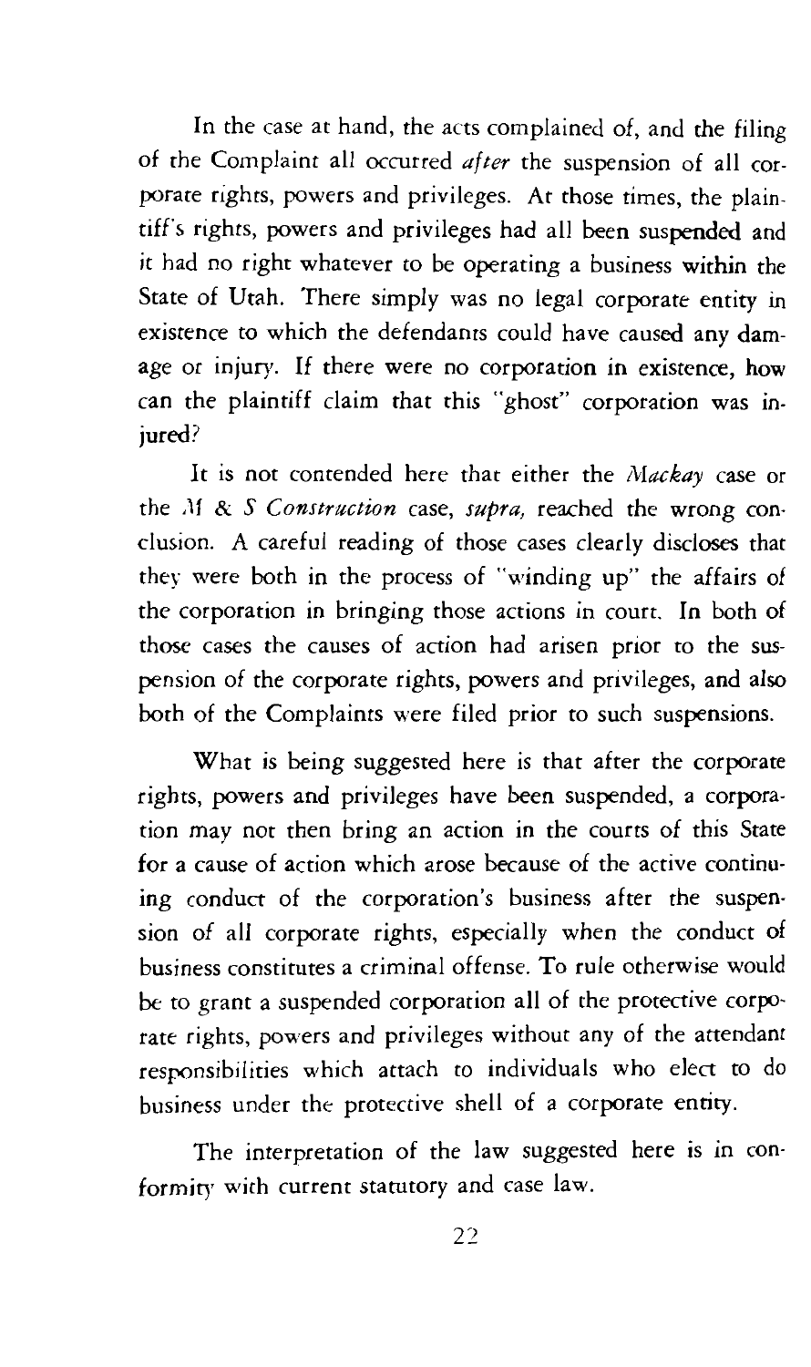In the case at hand, the acts complained of, and the filing of the Complaint all occurred *after* the suspension of all corporate rights, powers and privileges. At those times, the plaintiff's rights, powers and privileges had all been suspended and it had no right whatever to be operating a business within the State of Utah. There simply was no legal corporate entity in existence to which the defendants could have caused any damage or injury. If there were no corporation in existence, how can the plaintiff claim that this "ghost" corporation was injured?

It is not contended here that either the *Mackay* case or the *M & S Construction* case, *supra,* reached the wrong conclusion. A careful reading of those cases clearly discloses that they were both in the process of "winding up" the affairs of the corporation in bringing those actions in court. In both of those cases the causes of action had arisen prior to the suspension of the corporate rights, powers and privileges, and also both of the Complaints were filed prior to such suspensions.

What is being suggested here is that after the corporate rights, powers and privileges have been suspended, a corporation may not then bring an action in the courts of this State for a cause of action which arose because of the active continuing conduct of the corporation's business after the suspension of all corporate rights, especially when the conduct of business constitutes a criminal offense. To rule otherwise would be to grant a suspended corporation all of the protective corporate rights, powers and privileges without any of the attendant responsibilities which attach to individuals who elect to do business under the protective shell of a corporate entity.

The interpretation of the law suggested here is in conformity with current statutory and case law.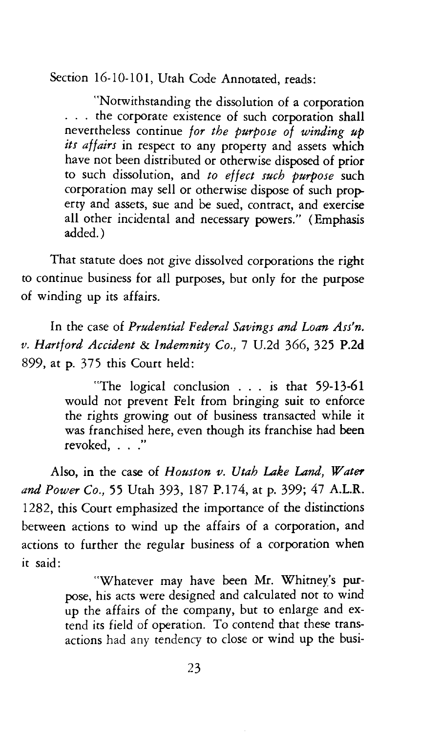Section 16-10-101, Utah Code Annotated, reads:

> "Notwithstanding the dissolution of a corporation . . . the corporate existence of such corporation shall nevertheless continue *for the purpose of winding up its affairs* in respect to any property and assets which have not been distributed or otherwise disposed of prior to such dissolution, and *to effect such purpose* such corporation may sell or otherwise dispose of such property and assets, sue and be sued, contract, and exercise all other incidental and necessary powers." (Emphasis added.)

That statute does not give dissolved corporations the right to continue business for all purposes, but only for the purpose of winding up its affairs.

In the case of *Prudential Federal Savings and Loan Ass'n. v. Hartford Accident & Indemnity Co.,* 7 U.2d 366, 325 P.2d 899, at p. 375 this Court held:

> "The logical conclusion . . . is that 59-13-61 would not prevent Felt from bringing suit to enforce the rights growing out of business transacted while it was franchised here, even though its franchise had been revoked, . . ."

Also, in the case of *Houston v. Utah Lake Land, Water and Power Co.,* 55 Utah 393, 187 P.174, at p. 399; 47 A.L.R. 1282, this Court emphasized the importance of the distinctions between actions to wind up the affairs of a corporation, and actions to further the regular business of a corporation when it said:

> "Whatever may have been Mr. Whitney's purpose, his acts were designed and calculated not to wind up the affairs of the company, but to enlarge and extend its field of operation. To contend that these transactions had any tendency to close or wind up the busi-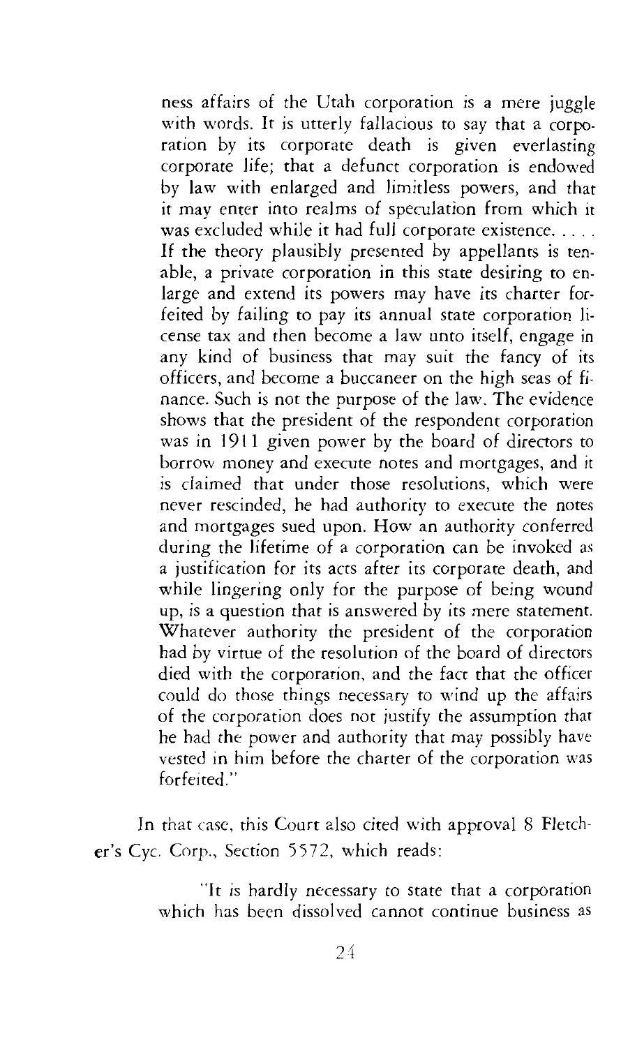> ness affairs of the Utah corporation is a mere juggle with words. It is utterly fallacious to say that a corporation by its corporate death is given everlasting corporate life; that a defunct corporation is endowed by law with enlarged and limitless powers, and that it may enter into realms of speculation from which it was excluded while it had full corporate existence. . . . . If the theory plausibly presented by appellants is tenable, a private corporation in this state desiring to enlarge and extend its powers may have its charter forfeited by failing to pay its annual state corporation license tax and then become a law unto itself, engage in any kind of business that may suit the fancy of its officers, and become a buccaneer on the high seas of finance. Such is not the purpose of the law. The evidence shows that the president of the respondent corporation was in 1911 given power by the board of directors to borrow money and execute notes and mortgages, and it is claimed that under those resolutions, which were never rescinded, he had authority to execute the notes and mortgages sued upon. How an authority conferred during the lifetime of a corporation can be invoked as a justification for its acts after its corporate death, and while lingering only for the purpose of being wound up, is a question that is answered by its mere statement. Whatever authority the president of the corporation had by virtue of the resolution of the board of directors died with the corporation, and the fact that the officer could do those things necessary to wind up the affairs of the corporation does not justify the assumption that he had the power and authority that may possibly have vested in him before the charter of the corporation was forfeited."

In that case, this Court also cited with approval 8 Fletcher's Cyc. Corp., Section 5572, which reads:

> "It is hardly necessary to state that a corporation which has been dissolved cannot continue business as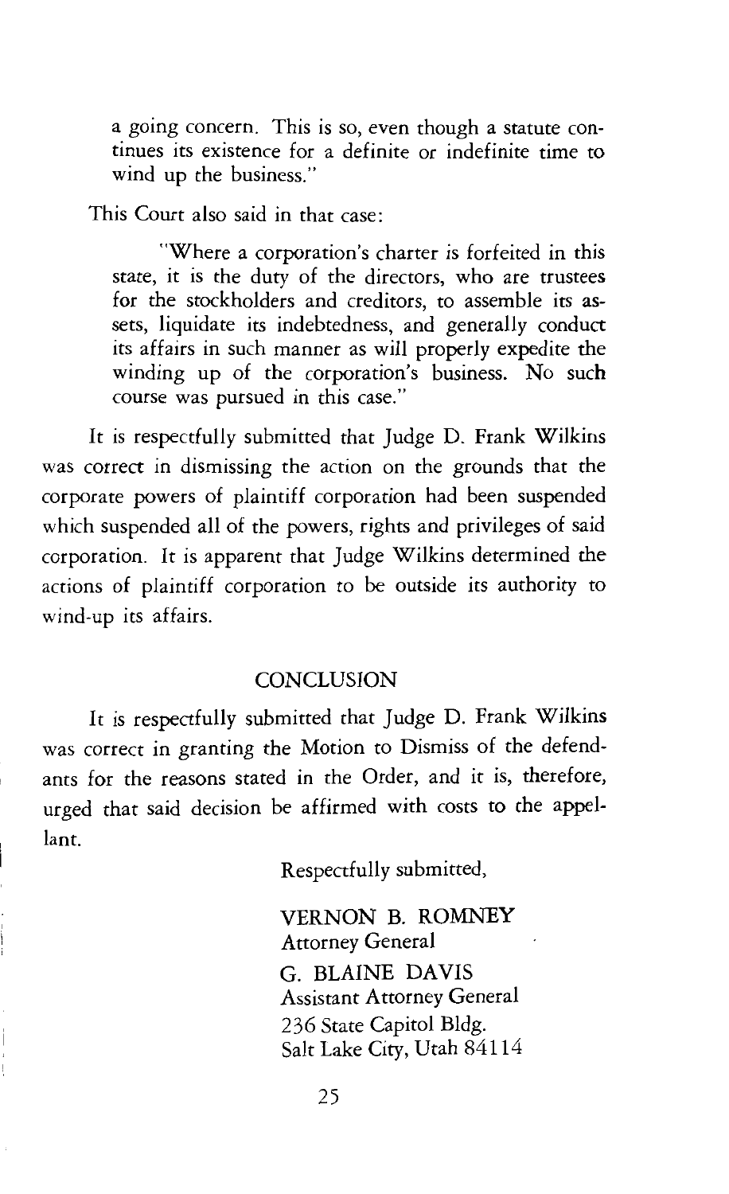> a going concern. This is so, even though a statute continues its existence for a definite or indefinite time to wind up the business."

This Court also said in that case:

> "Where a corporation's charter is forfeited in this state, it is the duty of the directors, who are trustees for the stockholders and creditors, to assemble its assets, liquidate its indebtedness, and generally conduct its affairs in such manner as will properly expedite the winding up of the corporation's business. No such course was pursued in this case."

It is respectfully submitted that Judge D. Frank Wilkins was correct in dismissing the action on the grounds that the corporate powers of plaintiff corporation had been suspended which suspended all of the powers, rights and privileges of said corporation. It is apparent that Judge Wilkins determined the actions of plaintiff corporation to be outside its authority to wind-up its affairs.

## CONCLUSION

It is respectfully submitted that Judge D. Frank Wilkins was correct in granting the Motion to Dismiss of the defendants for the reasons stated in the Order, and it is, therefore, urged that said decision be affirmed with costs to the appellant.

Respectfully submitted,

VERNON B. ROMNEY
Attorney General

G. BLAINE DAVIS
Assistant Attorney General
236 State Capitol Bldg.
Salt Lake City, Utah 84114